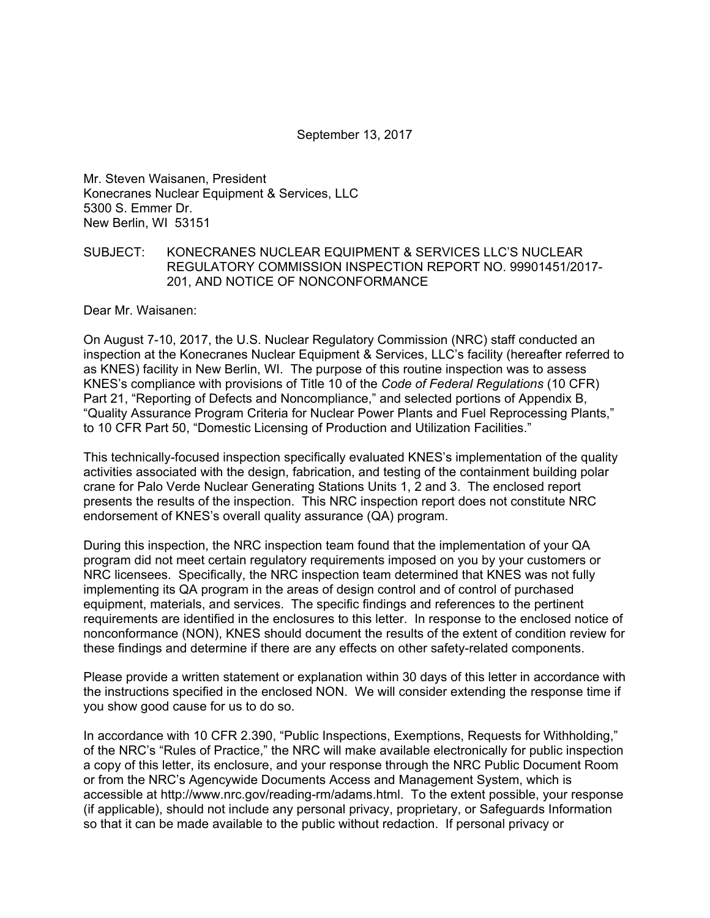September 13, 2017

Mr. Steven Waisanen, President
Konecranes Nuclear Equipment & Services, LLC
5300 S. Emmer Dr.
New Berlin, WI 53151

SUBJECT: KONECRANES NUCLEAR EQUIPMENT & SERVICES LLC'S NUCLEAR REGULATORY COMMISSION INSPECTION REPORT NO. 99901451/2017-201, AND NOTICE OF NONCONFORMANCE

Dear Mr. Waisanen:

On August 7-10, 2017, the U.S. Nuclear Regulatory Commission (NRC) staff conducted an inspection at the Konecranes Nuclear Equipment & Services, LLC's facility (hereafter referred to as KNES) facility in New Berlin, WI. The purpose of this routine inspection was to assess KNES's compliance with provisions of Title 10 of the *Code of Federal Regulations* (10 CFR) Part 21, "Reporting of Defects and Noncompliance," and selected portions of Appendix B, "Quality Assurance Program Criteria for Nuclear Power Plants and Fuel Reprocessing Plants," to 10 CFR Part 50, "Domestic Licensing of Production and Utilization Facilities."

This technically-focused inspection specifically evaluated KNES's implementation of the quality activities associated with the design, fabrication, and testing of the containment building polar crane for Palo Verde Nuclear Generating Stations Units 1, 2 and 3. The enclosed report presents the results of the inspection. This NRC inspection report does not constitute NRC endorsement of KNES's overall quality assurance (QA) program.

During this inspection, the NRC inspection team found that the implementation of your QA program did not meet certain regulatory requirements imposed on you by your customers or NRC licensees. Specifically, the NRC inspection team determined that KNES was not fully implementing its QA program in the areas of design control and of control of purchased equipment, materials, and services. The specific findings and references to the pertinent requirements are identified in the enclosures to this letter. In response to the enclosed notice of nonconformance (NON), KNES should document the results of the extent of condition review for these findings and determine if there are any effects on other safety-related components.

Please provide a written statement or explanation within 30 days of this letter in accordance with the instructions specified in the enclosed NON. We will consider extending the response time if you show good cause for us to do so.

In accordance with 10 CFR 2.390, "Public Inspections, Exemptions, Requests for Withholding," of the NRC's "Rules of Practice," the NRC will make available electronically for public inspection a copy of this letter, its enclosure, and your response through the NRC Public Document Room or from the NRC's Agencywide Documents Access and Management System, which is accessible at http://www.nrc.gov/reading-rm/adams.html. To the extent possible, your response (if applicable), should not include any personal privacy, proprietary, or Safeguards Information so that it can be made available to the public without redaction. If personal privacy or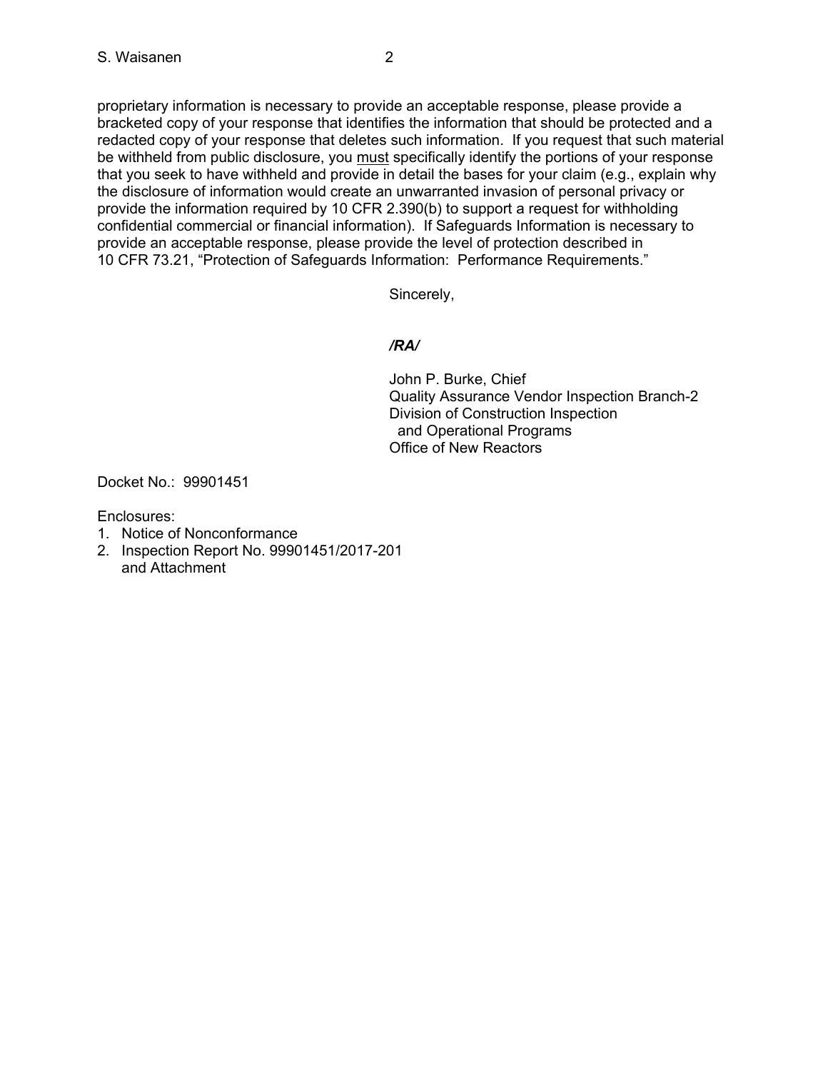proprietary information is necessary to provide an acceptable response, please provide a bracketed copy of your response that identifies the information that should be protected and a redacted copy of your response that deletes such information. If you request that such material be withheld from public disclosure, you must specifically identify the portions of your response that you seek to have withheld and provide in detail the bases for your claim (e.g., explain why the disclosure of information would create an unwarranted invasion of personal privacy or provide the information required by 10 CFR 2.390(b) to support a request for withholding confidential commercial or financial information). If Safeguards Information is necessary to provide an acceptable response, please provide the level of protection described in 10 CFR 73.21, "Protection of Safeguards Information: Performance Requirements."

Sincerely,

*/RA/*

John P. Burke, Chief
Quality Assurance Vendor Inspection Branch-2
Division of Construction Inspection
and Operational Programs
Office of New Reactors

Docket No.: 99901451

Enclosures:
1. Notice of Nonconformance
2. Inspection Report No. 99901451/2017-201
   and Attachment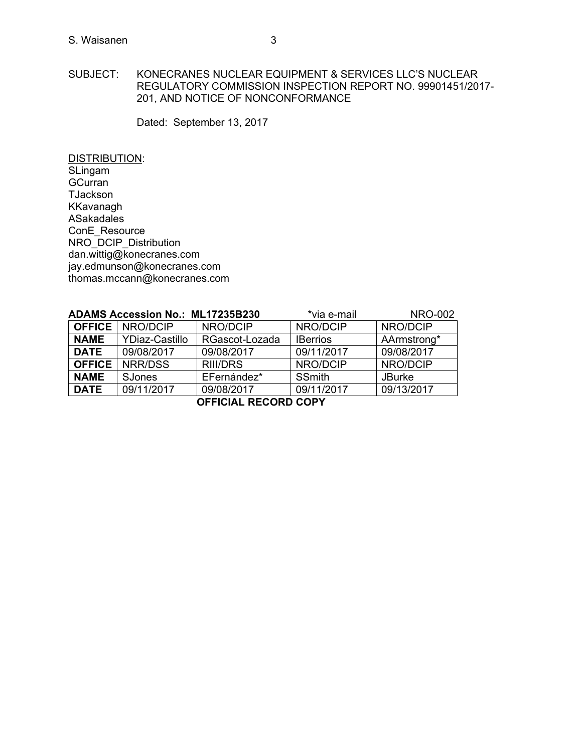SUBJECT: KONECRANES NUCLEAR EQUIPMENT & SERVICES LLC'S NUCLEAR REGULATORY COMMISSION INSPECTION REPORT NO. 99901451/2017-201, AND NOTICE OF NONCONFORMANCE

Dated: September 13, 2017

DISTRIBUTION:
SLingam
GCurran
TJackson
KKavanagh
ASakadales
ConE_Resource
NRO_DCIP_Distribution
dan.wittig@konecranes.com
jay.edmunson@konecranes.com
thomas.mccann@konecranes.com

**ADAMS Accession No.: ML17235B230** *via e-mail NRO-002

| **OFFICE** | NRO/DCIP | NRO/DCIP | NRO/DCIP | NRO/DCIP |
|---|---|---|---|---|
| **NAME** | YDiaz-Castillo | RGascot-Lozada | IBerrios | AArmstrong* |
| **DATE** | 09/08/2017 | 09/08/2017 | 09/11/2017 | 09/08/2017 |
| **OFFICE** | NRR/DSS | RIII/DRS | NRO/DCIP | NRO/DCIP |
| **NAME** | SJones | EFernández* | SSmith | JBurke |
| **DATE** | 09/11/2017 | 09/08/2017 | 09/11/2017 | 09/13/2017 |

**OFFICIAL RECORD COPY**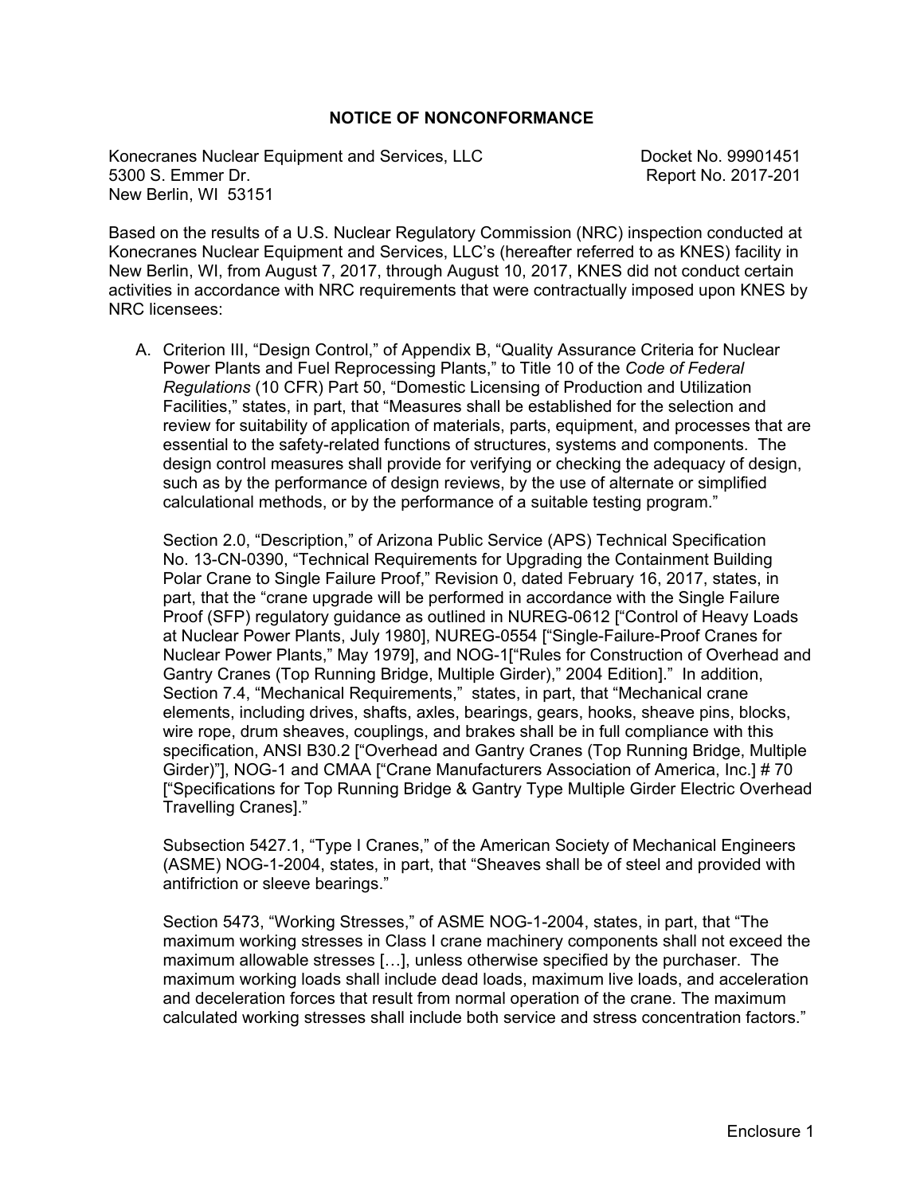## NOTICE OF NONCONFORMANCE

Konecranes Nuclear Equipment and Services, LLC
5300 S. Emmer Dr.
New Berlin, WI 53151

Docket No. 99901451
Report No. 2017-201

Based on the results of a U.S. Nuclear Regulatory Commission (NRC) inspection conducted at Konecranes Nuclear Equipment and Services, LLC's (hereafter referred to as KNES) facility in New Berlin, WI, from August 7, 2017, through August 10, 2017, KNES did not conduct certain activities in accordance with NRC requirements that were contractually imposed upon KNES by NRC licensees:

A. Criterion III, "Design Control," of Appendix B, "Quality Assurance Criteria for Nuclear Power Plants and Fuel Reprocessing Plants," to Title 10 of the *Code of Federal Regulations* (10 CFR) Part 50, "Domestic Licensing of Production and Utilization Facilities," states, in part, that "Measures shall be established for the selection and review for suitability of application of materials, parts, equipment, and processes that are essential to the safety-related functions of structures, systems and components. The design control measures shall provide for verifying or checking the adequacy of design, such as by the performance of design reviews, by the use of alternate or simplified calculational methods, or by the performance of a suitable testing program."

   Section 2.0, "Description," of Arizona Public Service (APS) Technical Specification No. 13-CN-0390, "Technical Requirements for Upgrading the Containment Building Polar Crane to Single Failure Proof," Revision 0, dated February 16, 2017, states, in part, that the "crane upgrade will be performed in accordance with the Single Failure Proof (SFP) regulatory guidance as outlined in NUREG-0612 ["Control of Heavy Loads at Nuclear Power Plants, July 1980], NUREG-0554 ["Single-Failure-Proof Cranes for Nuclear Power Plants," May 1979], and NOG-1["Rules for Construction of Overhead and Gantry Cranes (Top Running Bridge, Multiple Girder)," 2004 Edition]." In addition, Section 7.4, "Mechanical Requirements," states, in part, that "Mechanical crane elements, including drives, shafts, axles, bearings, gears, hooks, sheave pins, blocks, wire rope, drum sheaves, couplings, and brakes shall be in full compliance with this specification, ANSI B30.2 ["Overhead and Gantry Cranes (Top Running Bridge, Multiple Girder)"], NOG-1 and CMAA ["Crane Manufacturers Association of America, Inc.] # 70 ["Specifications for Top Running Bridge & Gantry Type Multiple Girder Electric Overhead Travelling Cranes]."

   Subsection 5427.1, "Type I Cranes," of the American Society of Mechanical Engineers (ASME) NOG-1-2004, states, in part, that "Sheaves shall be of steel and provided with antifriction or sleeve bearings."

   Section 5473, "Working Stresses," of ASME NOG-1-2004, states, in part, that "The maximum working stresses in Class I crane machinery components shall not exceed the maximum allowable stresses […], unless otherwise specified by the purchaser. The maximum working loads shall include dead loads, maximum live loads, and acceleration and deceleration forces that result from normal operation of the crane. The maximum calculated working stresses shall include both service and stress concentration factors."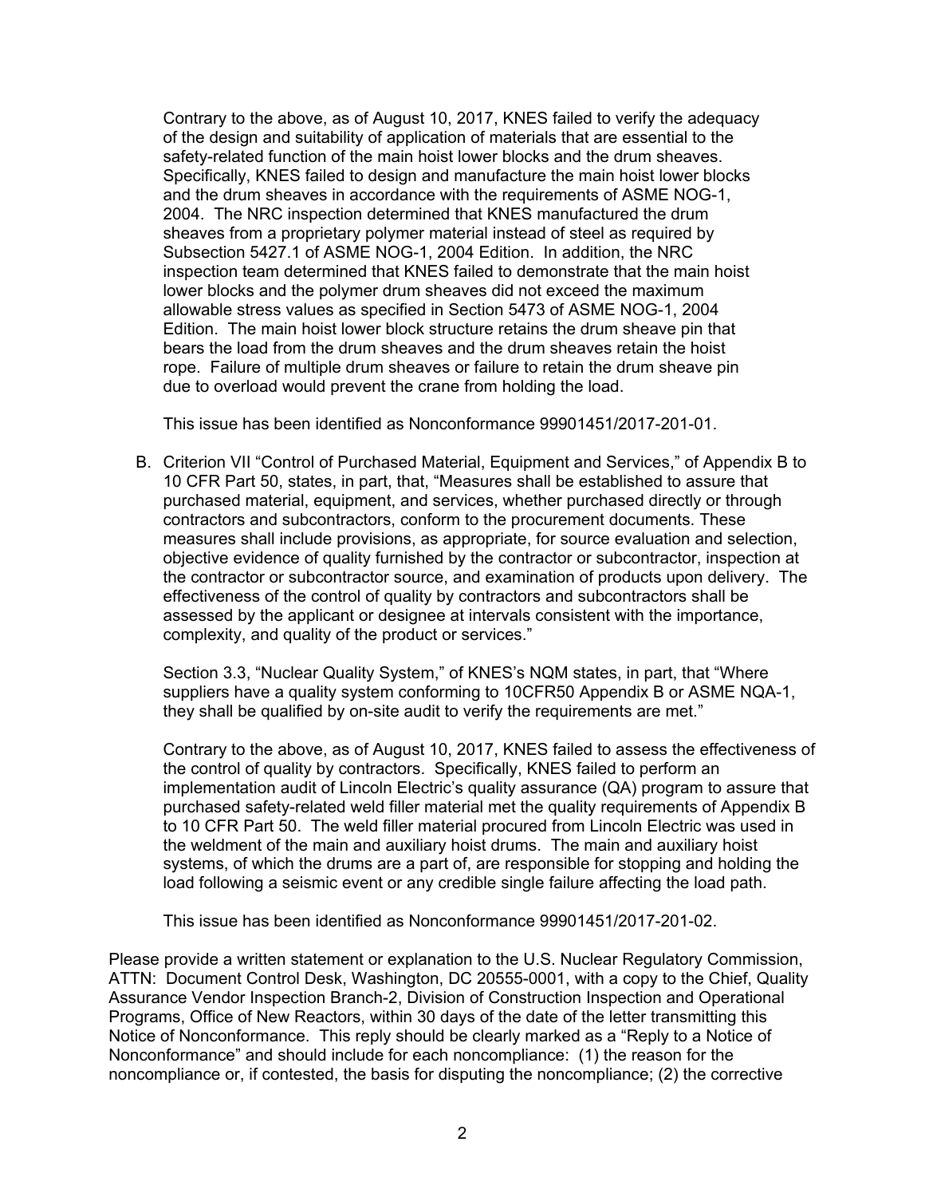Contrary to the above, as of August 10, 2017, KNES failed to verify the adequacy of the design and suitability of application of materials that are essential to the safety-related function of the main hoist lower blocks and the drum sheaves. Specifically, KNES failed to design and manufacture the main hoist lower blocks and the drum sheaves in accordance with the requirements of ASME NOG-1, 2004. The NRC inspection determined that KNES manufactured the drum sheaves from a proprietary polymer material instead of steel as required by Subsection 5427.1 of ASME NOG-1, 2004 Edition. In addition, the NRC inspection team determined that KNES failed to demonstrate that the main hoist lower blocks and the polymer drum sheaves did not exceed the maximum allowable stress values as specified in Section 5473 of ASME NOG-1, 2004 Edition. The main hoist lower block structure retains the drum sheave pin that bears the load from the drum sheaves and the drum sheaves retain the hoist rope. Failure of multiple drum sheaves or failure to retain the drum sheave pin due to overload would prevent the crane from holding the load.

This issue has been identified as Nonconformance 99901451/2017-201-01.

B. Criterion VII "Control of Purchased Material, Equipment and Services," of Appendix B to 10 CFR Part 50, states, in part, that, "Measures shall be established to assure that purchased material, equipment, and services, whether purchased directly or through contractors and subcontractors, conform to the procurement documents. These measures shall include provisions, as appropriate, for source evaluation and selection, objective evidence of quality furnished by the contractor or subcontractor, inspection at the contractor or subcontractor source, and examination of products upon delivery. The effectiveness of the control of quality by contractors and subcontractors shall be assessed by the applicant or designee at intervals consistent with the importance, complexity, and quality of the product or services."

Section 3.3, "Nuclear Quality System," of KNES's NQM states, in part, that "Where suppliers have a quality system conforming to 10CFR50 Appendix B or ASME NQA-1, they shall be qualified by on-site audit to verify the requirements are met."

Contrary to the above, as of August 10, 2017, KNES failed to assess the effectiveness of the control of quality by contractors. Specifically, KNES failed to perform an implementation audit of Lincoln Electric's quality assurance (QA) program to assure that purchased safety-related weld filler material met the quality requirements of Appendix B to 10 CFR Part 50. The weld filler material procured from Lincoln Electric was used in the weldment of the main and auxiliary hoist drums. The main and auxiliary hoist systems, of which the drums are a part of, are responsible for stopping and holding the load following a seismic event or any credible single failure affecting the load path.

This issue has been identified as Nonconformance 99901451/2017-201-02.

Please provide a written statement or explanation to the U.S. Nuclear Regulatory Commission, ATTN: Document Control Desk, Washington, DC 20555-0001, with a copy to the Chief, Quality Assurance Vendor Inspection Branch-2, Division of Construction Inspection and Operational Programs, Office of New Reactors, within 30 days of the date of the letter transmitting this Notice of Nonconformance. This reply should be clearly marked as a "Reply to a Notice of Nonconformance" and should include for each noncompliance: (1) the reason for the noncompliance or, if contested, the basis for disputing the noncompliance; (2) the corrective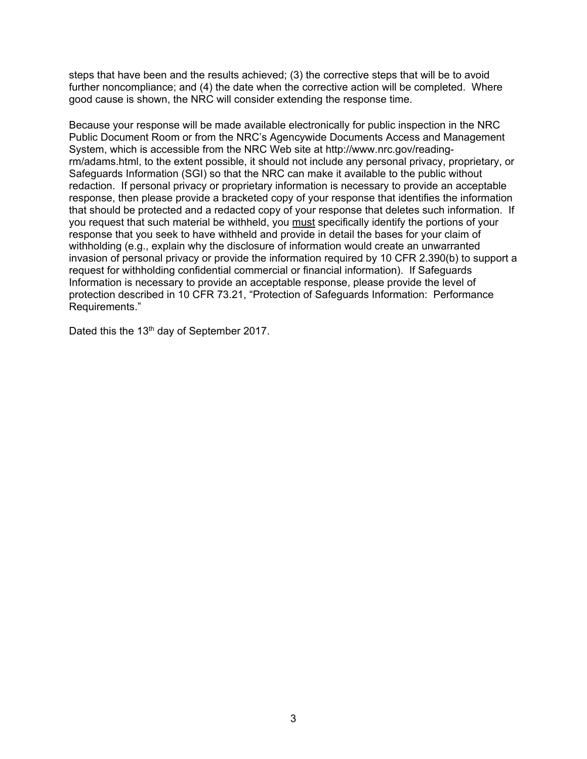steps that have been and the results achieved; (3) the corrective steps that will be to avoid further noncompliance; and (4) the date when the corrective action will be completed. Where good cause is shown, the NRC will consider extending the response time.

Because your response will be made available electronically for public inspection in the NRC Public Document Room or from the NRC's Agencywide Documents Access and Management System, which is accessible from the NRC Web site at http://www.nrc.gov/reading-rm/adams.html, to the extent possible, it should not include any personal privacy, proprietary, or Safeguards Information (SGI) so that the NRC can make it available to the public without redaction. If personal privacy or proprietary information is necessary to provide an acceptable response, then please provide a bracketed copy of your response that identifies the information that should be protected and a redacted copy of your response that deletes such information. If you request that such material be withheld, you must specifically identify the portions of your response that you seek to have withheld and provide in detail the bases for your claim of withholding (e.g., explain why the disclosure of information would create an unwarranted invasion of personal privacy or provide the information required by 10 CFR 2.390(b) to support a request for withholding confidential commercial or financial information). If Safeguards Information is necessary to provide an acceptable response, please provide the level of protection described in 10 CFR 73.21, "Protection of Safeguards Information: Performance Requirements."

Dated this the 13th day of September 2017.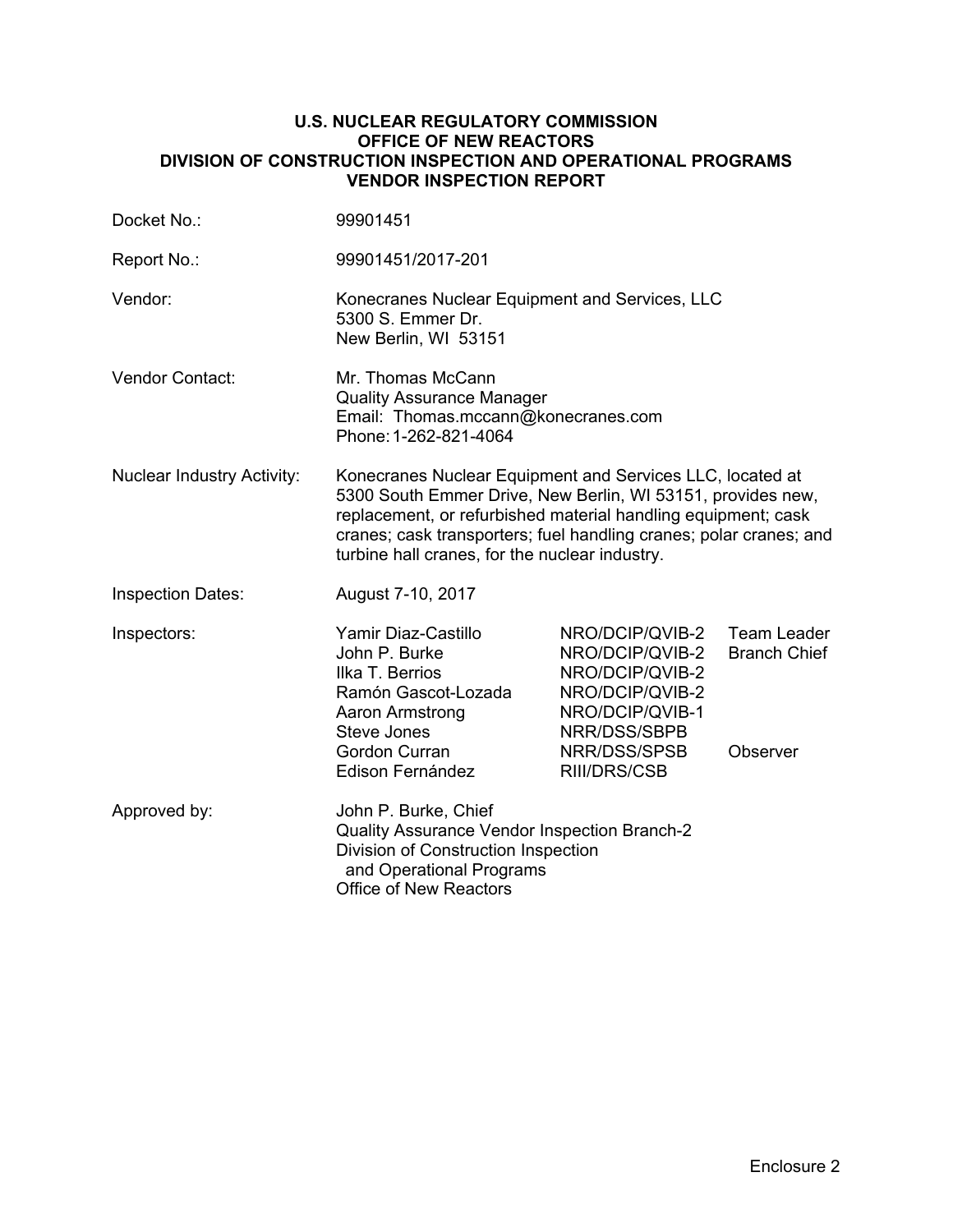**U.S. NUCLEAR REGULATORY COMMISSION**
**OFFICE OF NEW REACTORS**
**DIVISION OF CONSTRUCTION INSPECTION AND OPERATIONAL PROGRAMS**
**VENDOR INSPECTION REPORT**

| | |
|---|---|
| Docket No.: | 99901451 |
| Report No.: | 99901451/2017-201 |
| Vendor: | Konecranes Nuclear Equipment and Services, LLC<br>5300 S. Emmer Dr.<br>New Berlin, WI 53151 |
| Vendor Contact: | Mr. Thomas McCann<br>Quality Assurance Manager<br>Email: Thomas.mccann@konecranes.com<br>Phone: 1-262-821-4064 |
| Nuclear Industry Activity: | Konecranes Nuclear Equipment and Services LLC, located at 5300 South Emmer Drive, New Berlin, WI 53151, provides new, replacement, or refurbished material handling equipment; cask cranes; cask transporters; fuel handling cranes; polar cranes; and turbine hall cranes, for the nuclear industry. |
| Inspection Dates: | August 7-10, 2017 |

| Inspectors: | | | |
|---|---|---|---|
| | Yamir Diaz-Castillo | NRO/DCIP/QVIB-2 | Team Leader |
| | John P. Burke | NRO/DCIP/QVIB-2 | Branch Chief |
| | Ilka T. Berrios | NRO/DCIP/QVIB-2 | |
| | Ramón Gascot-Lozada | NRO/DCIP/QVIB-2 | |
| | Aaron Armstrong | NRO/DCIP/QVIB-1 | |
| | Steve Jones | NRR/DSS/SBPB | |
| | Gordon Curran | NRR/DSS/SPSB | Observer |
| | Edison Fernández | RIII/DRS/CSB | |

Approved by: John P. Burke, Chief
Quality Assurance Vendor Inspection Branch-2
Division of Construction Inspection
and Operational Programs
Office of New Reactors

Enclosure 2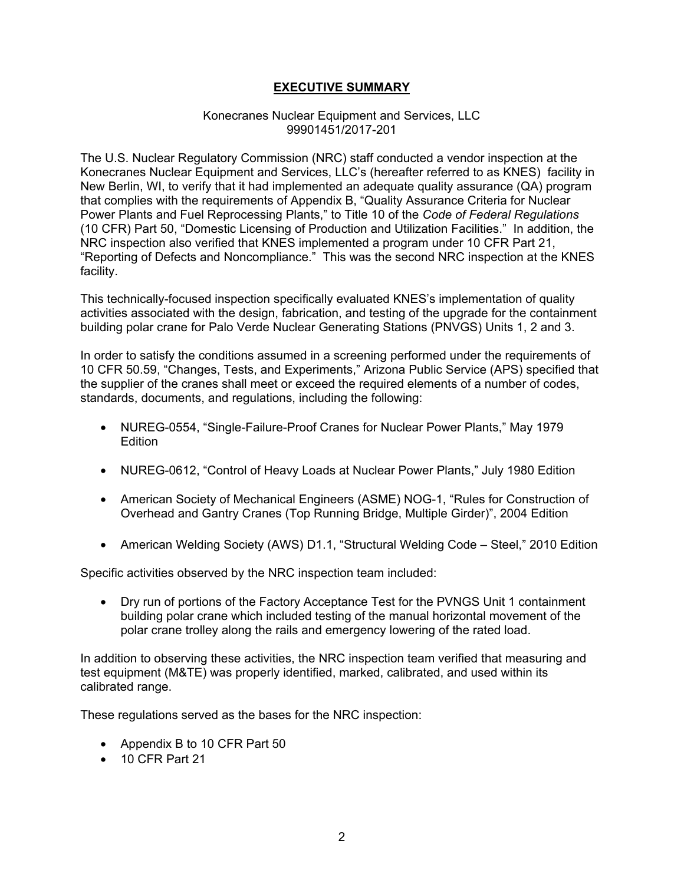## EXECUTIVE SUMMARY

Konecranes Nuclear Equipment and Services, LLC
99901451/2017-201

The U.S. Nuclear Regulatory Commission (NRC) staff conducted a vendor inspection at the Konecranes Nuclear Equipment and Services, LLC's (hereafter referred to as KNES) facility in New Berlin, WI, to verify that it had implemented an adequate quality assurance (QA) program that complies with the requirements of Appendix B, "Quality Assurance Criteria for Nuclear Power Plants and Fuel Reprocessing Plants," to Title 10 of the *Code of Federal Regulations* (10 CFR) Part 50, "Domestic Licensing of Production and Utilization Facilities." In addition, the NRC inspection also verified that KNES implemented a program under 10 CFR Part 21, "Reporting of Defects and Noncompliance." This was the second NRC inspection at the KNES facility.

This technically-focused inspection specifically evaluated KNES's implementation of quality activities associated with the design, fabrication, and testing of the upgrade for the containment building polar crane for Palo Verde Nuclear Generating Stations (PNVGS) Units 1, 2 and 3.

In order to satisfy the conditions assumed in a screening performed under the requirements of 10 CFR 50.59, "Changes, Tests, and Experiments," Arizona Public Service (APS) specified that the supplier of the cranes shall meet or exceed the required elements of a number of codes, standards, documents, and regulations, including the following:

- NUREG-0554, "Single-Failure-Proof Cranes for Nuclear Power Plants," May 1979 Edition
- NUREG-0612, "Control of Heavy Loads at Nuclear Power Plants," July 1980 Edition
- American Society of Mechanical Engineers (ASME) NOG-1, "Rules for Construction of Overhead and Gantry Cranes (Top Running Bridge, Multiple Girder)", 2004 Edition
- American Welding Society (AWS) D1.1, "Structural Welding Code – Steel," 2010 Edition

Specific activities observed by the NRC inspection team included:

- Dry run of portions of the Factory Acceptance Test for the PVNGS Unit 1 containment building polar crane which included testing of the manual horizontal movement of the polar crane trolley along the rails and emergency lowering of the rated load.

In addition to observing these activities, the NRC inspection team verified that measuring and test equipment (M&TE) was properly identified, marked, calibrated, and used within its calibrated range.

These regulations served as the bases for the NRC inspection:

- Appendix B to 10 CFR Part 50
- 10 CFR Part 21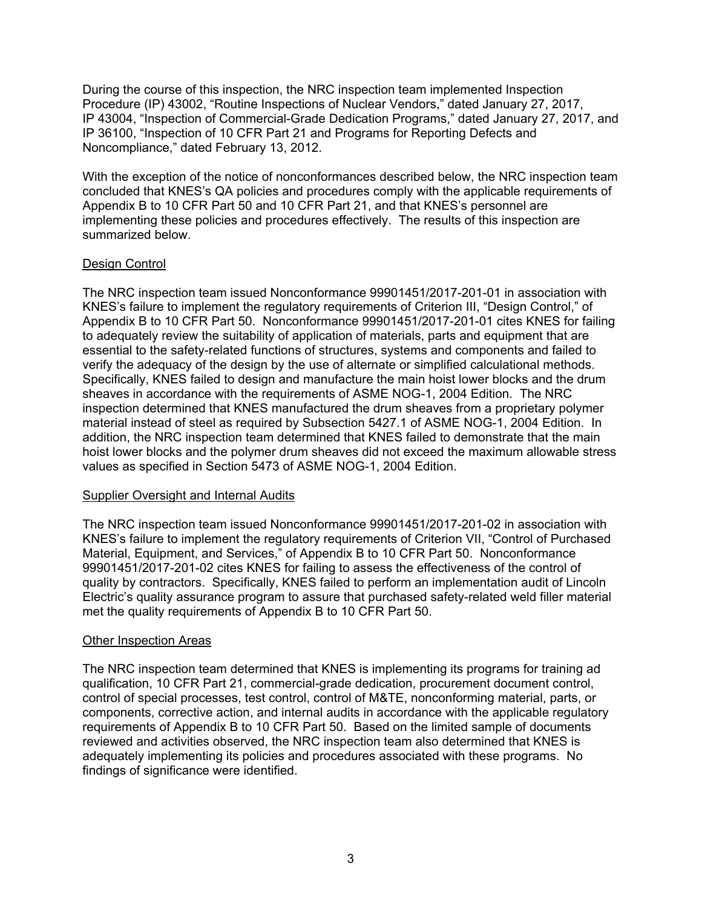During the course of this inspection, the NRC inspection team implemented Inspection Procedure (IP) 43002, "Routine Inspections of Nuclear Vendors," dated January 27, 2017, IP 43004, "Inspection of Commercial-Grade Dedication Programs," dated January 27, 2017, and IP 36100, "Inspection of 10 CFR Part 21 and Programs for Reporting Defects and Noncompliance," dated February 13, 2012.

With the exception of the notice of nonconformances described below, the NRC inspection team concluded that KNES's QA policies and procedures comply with the applicable requirements of Appendix B to 10 CFR Part 50 and 10 CFR Part 21, and that KNES's personnel are implementing these policies and procedures effectively. The results of this inspection are summarized below.

## Design Control

The NRC inspection team issued Nonconformance 99901451/2017-201-01 in association with KNES's failure to implement the regulatory requirements of Criterion III, "Design Control," of Appendix B to 10 CFR Part 50. Nonconformance 99901451/2017-201-01 cites KNES for failing to adequately review the suitability of application of materials, parts and equipment that are essential to the safety-related functions of structures, systems and components and failed to verify the adequacy of the design by the use of alternate or simplified calculational methods. Specifically, KNES failed to design and manufacture the main hoist lower blocks and the drum sheaves in accordance with the requirements of ASME NOG-1, 2004 Edition. The NRC inspection determined that KNES manufactured the drum sheaves from a proprietary polymer material instead of steel as required by Subsection 5427.1 of ASME NOG-1, 2004 Edition. In addition, the NRC inspection team determined that KNES failed to demonstrate that the main hoist lower blocks and the polymer drum sheaves did not exceed the maximum allowable stress values as specified in Section 5473 of ASME NOG-1, 2004 Edition.

## Supplier Oversight and Internal Audits

The NRC inspection team issued Nonconformance 99901451/2017-201-02 in association with KNES's failure to implement the regulatory requirements of Criterion VII, "Control of Purchased Material, Equipment, and Services," of Appendix B to 10 CFR Part 50. Nonconformance 99901451/2017-201-02 cites KNES for failing to assess the effectiveness of the control of quality by contractors. Specifically, KNES failed to perform an implementation audit of Lincoln Electric's quality assurance program to assure that purchased safety-related weld filler material met the quality requirements of Appendix B to 10 CFR Part 50.

## Other Inspection Areas

The NRC inspection team determined that KNES is implementing its programs for training ad qualification, 10 CFR Part 21, commercial-grade dedication, procurement document control, control of special processes, test control, control of M&TE, nonconforming material, parts, or components, corrective action, and internal audits in accordance with the applicable regulatory requirements of Appendix B to 10 CFR Part 50. Based on the limited sample of documents reviewed and activities observed, the NRC inspection team also determined that KNES is adequately implementing its policies and procedures associated with these programs. No findings of significance were identified.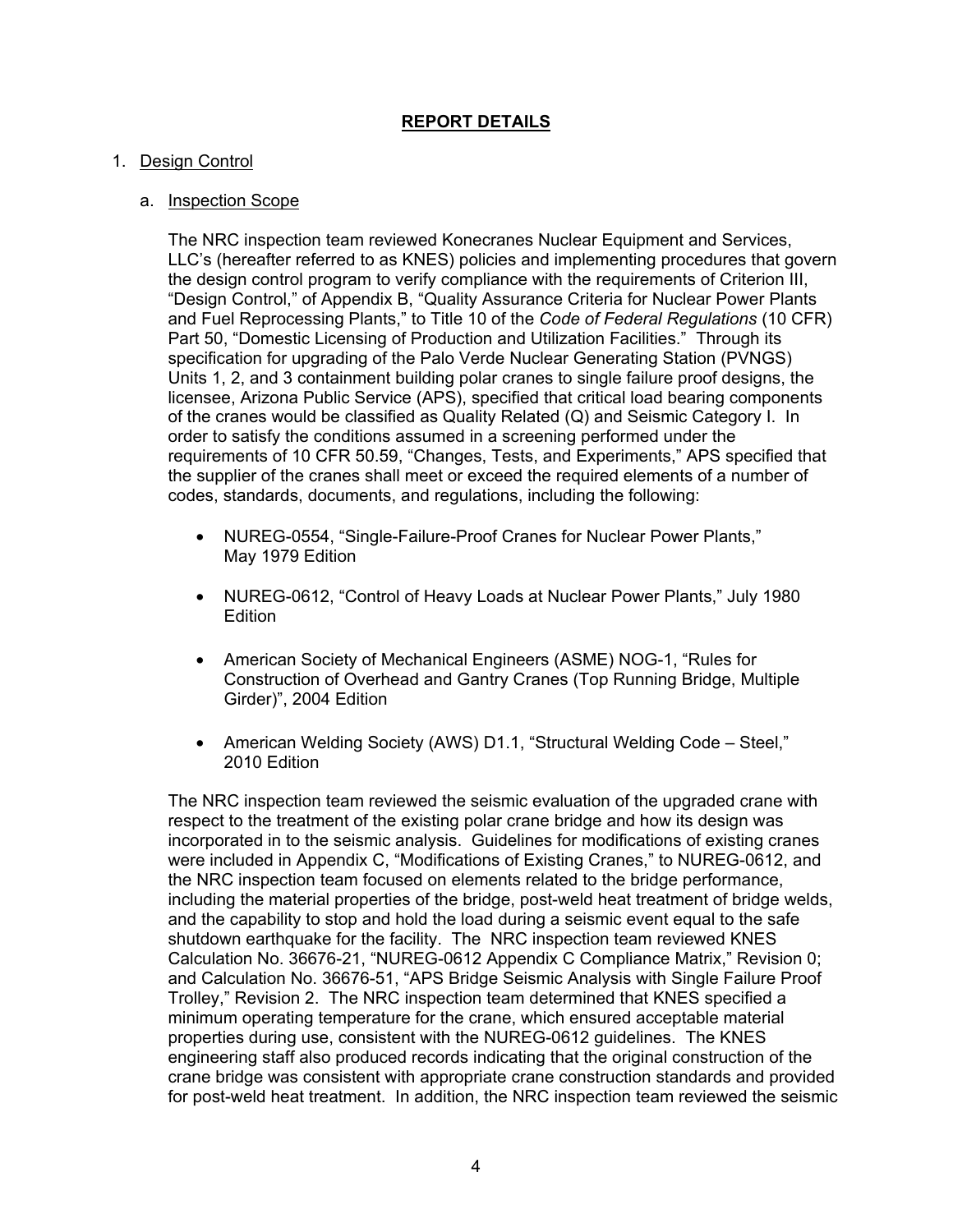## REPORT DETAILS

1. Design Control

   a. Inspection Scope

   The NRC inspection team reviewed Konecranes Nuclear Equipment and Services, LLC's (hereafter referred to as KNES) policies and implementing procedures that govern the design control program to verify compliance with the requirements of Criterion III, "Design Control," of Appendix B, "Quality Assurance Criteria for Nuclear Power Plants and Fuel Reprocessing Plants," to Title 10 of the *Code of Federal Regulations* (10 CFR) Part 50, "Domestic Licensing of Production and Utilization Facilities." Through its specification for upgrading of the Palo Verde Nuclear Generating Station (PVNGS) Units 1, 2, and 3 containment building polar cranes to single failure proof designs, the licensee, Arizona Public Service (APS), specified that critical load bearing components of the cranes would be classified as Quality Related (Q) and Seismic Category I. In order to satisfy the conditions assumed in a screening performed under the requirements of 10 CFR 50.59, "Changes, Tests, and Experiments," APS specified that the supplier of the cranes shall meet or exceed the required elements of a number of codes, standards, documents, and regulations, including the following:

   - NUREG-0554, "Single-Failure-Proof Cranes for Nuclear Power Plants," May 1979 Edition
   - NUREG-0612, "Control of Heavy Loads at Nuclear Power Plants," July 1980 Edition
   - American Society of Mechanical Engineers (ASME) NOG-1, "Rules for Construction of Overhead and Gantry Cranes (Top Running Bridge, Multiple Girder)", 2004 Edition
   - American Welding Society (AWS) D1.1, "Structural Welding Code – Steel," 2010 Edition

   The NRC inspection team reviewed the seismic evaluation of the upgraded crane with respect to the treatment of the existing polar crane bridge and how its design was incorporated in to the seismic analysis. Guidelines for modifications of existing cranes were included in Appendix C, "Modifications of Existing Cranes," to NUREG-0612, and the NRC inspection team focused on elements related to the bridge performance, including the material properties of the bridge, post-weld heat treatment of bridge welds, and the capability to stop and hold the load during a seismic event equal to the safe shutdown earthquake for the facility. The NRC inspection team reviewed KNES Calculation No. 36676-21, "NUREG-0612 Appendix C Compliance Matrix," Revision 0; and Calculation No. 36676-51, "APS Bridge Seismic Analysis with Single Failure Proof Trolley," Revision 2. The NRC inspection team determined that KNES specified a minimum operating temperature for the crane, which ensured acceptable material properties during use, consistent with the NUREG-0612 guidelines. The KNES engineering staff also produced records indicating that the original construction of the crane bridge was consistent with appropriate crane construction standards and provided for post-weld heat treatment. In addition, the NRC inspection team reviewed the seismic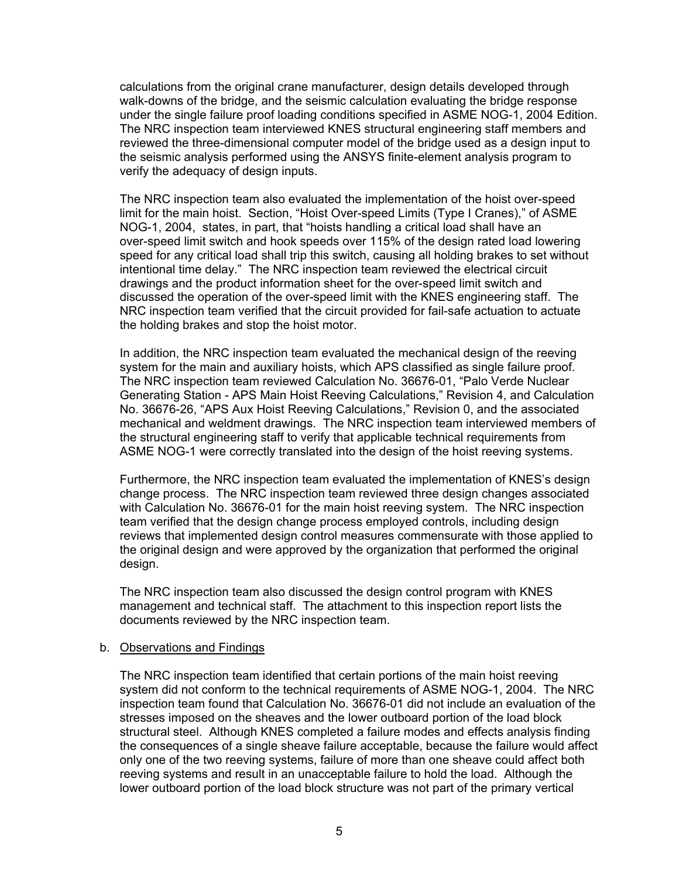calculations from the original crane manufacturer, design details developed through walk-downs of the bridge, and the seismic calculation evaluating the bridge response under the single failure proof loading conditions specified in ASME NOG-1, 2004 Edition. The NRC inspection team interviewed KNES structural engineering staff members and reviewed the three-dimensional computer model of the bridge used as a design input to the seismic analysis performed using the ANSYS finite-element analysis program to verify the adequacy of design inputs.

The NRC inspection team also evaluated the implementation of the hoist over-speed limit for the main hoist. Section, "Hoist Over-speed Limits (Type I Cranes)," of ASME NOG-1, 2004, states, in part, that "hoists handling a critical load shall have an over-speed limit switch and hook speeds over 115% of the design rated load lowering speed for any critical load shall trip this switch, causing all holding brakes to set without intentional time delay." The NRC inspection team reviewed the electrical circuit drawings and the product information sheet for the over-speed limit switch and discussed the operation of the over-speed limit with the KNES engineering staff. The NRC inspection team verified that the circuit provided for fail-safe actuation to actuate the holding brakes and stop the hoist motor.

In addition, the NRC inspection team evaluated the mechanical design of the reeving system for the main and auxiliary hoists, which APS classified as single failure proof. The NRC inspection team reviewed Calculation No. 36676-01, "Palo Verde Nuclear Generating Station - APS Main Hoist Reeving Calculations," Revision 4, and Calculation No. 36676-26, "APS Aux Hoist Reeving Calculations," Revision 0, and the associated mechanical and weldment drawings. The NRC inspection team interviewed members of the structural engineering staff to verify that applicable technical requirements from ASME NOG-1 were correctly translated into the design of the hoist reeving systems.

Furthermore, the NRC inspection team evaluated the implementation of KNES's design change process. The NRC inspection team reviewed three design changes associated with Calculation No. 36676-01 for the main hoist reeving system. The NRC inspection team verified that the design change process employed controls, including design reviews that implemented design control measures commensurate with those applied to the original design and were approved by the organization that performed the original design.

The NRC inspection team also discussed the design control program with KNES management and technical staff. The attachment to this inspection report lists the documents reviewed by the NRC inspection team.

b. Observations and Findings

The NRC inspection team identified that certain portions of the main hoist reeving system did not conform to the technical requirements of ASME NOG-1, 2004. The NRC inspection team found that Calculation No. 36676-01 did not include an evaluation of the stresses imposed on the sheaves and the lower outboard portion of the load block structural steel. Although KNES completed a failure modes and effects analysis finding the consequences of a single sheave failure acceptable, because the failure would affect only one of the two reeving systems, failure of more than one sheave could affect both reeving systems and result in an unacceptable failure to hold the load. Although the lower outboard portion of the load block structure was not part of the primary vertical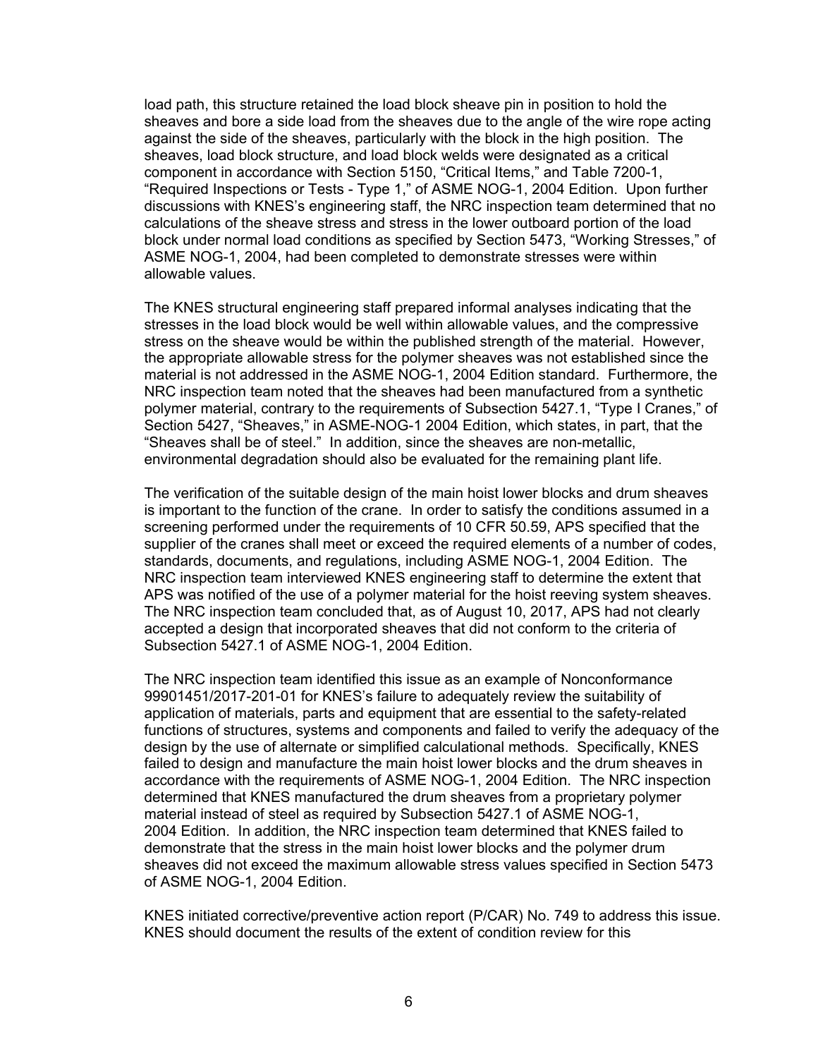load path, this structure retained the load block sheave pin in position to hold the sheaves and bore a side load from the sheaves due to the angle of the wire rope acting against the side of the sheaves, particularly with the block in the high position. The sheaves, load block structure, and load block welds were designated as a critical component in accordance with Section 5150, "Critical Items," and Table 7200-1, "Required Inspections or Tests - Type 1," of ASME NOG-1, 2004 Edition. Upon further discussions with KNES's engineering staff, the NRC inspection team determined that no calculations of the sheave stress and stress in the lower outboard portion of the load block under normal load conditions as specified by Section 5473, "Working Stresses," of ASME NOG-1, 2004, had been completed to demonstrate stresses were within allowable values.

The KNES structural engineering staff prepared informal analyses indicating that the stresses in the load block would be well within allowable values, and the compressive stress on the sheave would be within the published strength of the material. However, the appropriate allowable stress for the polymer sheaves was not established since the material is not addressed in the ASME NOG-1, 2004 Edition standard. Furthermore, the NRC inspection team noted that the sheaves had been manufactured from a synthetic polymer material, contrary to the requirements of Subsection 5427.1, "Type I Cranes," of Section 5427, "Sheaves," in ASME-NOG-1 2004 Edition, which states, in part, that the "Sheaves shall be of steel." In addition, since the sheaves are non-metallic, environmental degradation should also be evaluated for the remaining plant life.

The verification of the suitable design of the main hoist lower blocks and drum sheaves is important to the function of the crane. In order to satisfy the conditions assumed in a screening performed under the requirements of 10 CFR 50.59, APS specified that the supplier of the cranes shall meet or exceed the required elements of a number of codes, standards, documents, and regulations, including ASME NOG-1, 2004 Edition. The NRC inspection team interviewed KNES engineering staff to determine the extent that APS was notified of the use of a polymer material for the hoist reeving system sheaves. The NRC inspection team concluded that, as of August 10, 2017, APS had not clearly accepted a design that incorporated sheaves that did not conform to the criteria of Subsection 5427.1 of ASME NOG-1, 2004 Edition.

The NRC inspection team identified this issue as an example of Nonconformance 99901451/2017-201-01 for KNES's failure to adequately review the suitability of application of materials, parts and equipment that are essential to the safety-related functions of structures, systems and components and failed to verify the adequacy of the design by the use of alternate or simplified calculational methods. Specifically, KNES failed to design and manufacture the main hoist lower blocks and the drum sheaves in accordance with the requirements of ASME NOG-1, 2004 Edition. The NRC inspection determined that KNES manufactured the drum sheaves from a proprietary polymer material instead of steel as required by Subsection 5427.1 of ASME NOG-1, 2004 Edition. In addition, the NRC inspection team determined that KNES failed to demonstrate that the stress in the main hoist lower blocks and the polymer drum sheaves did not exceed the maximum allowable stress values specified in Section 5473 of ASME NOG-1, 2004 Edition.

KNES initiated corrective/preventive action report (P/CAR) No. 749 to address this issue. KNES should document the results of the extent of condition review for this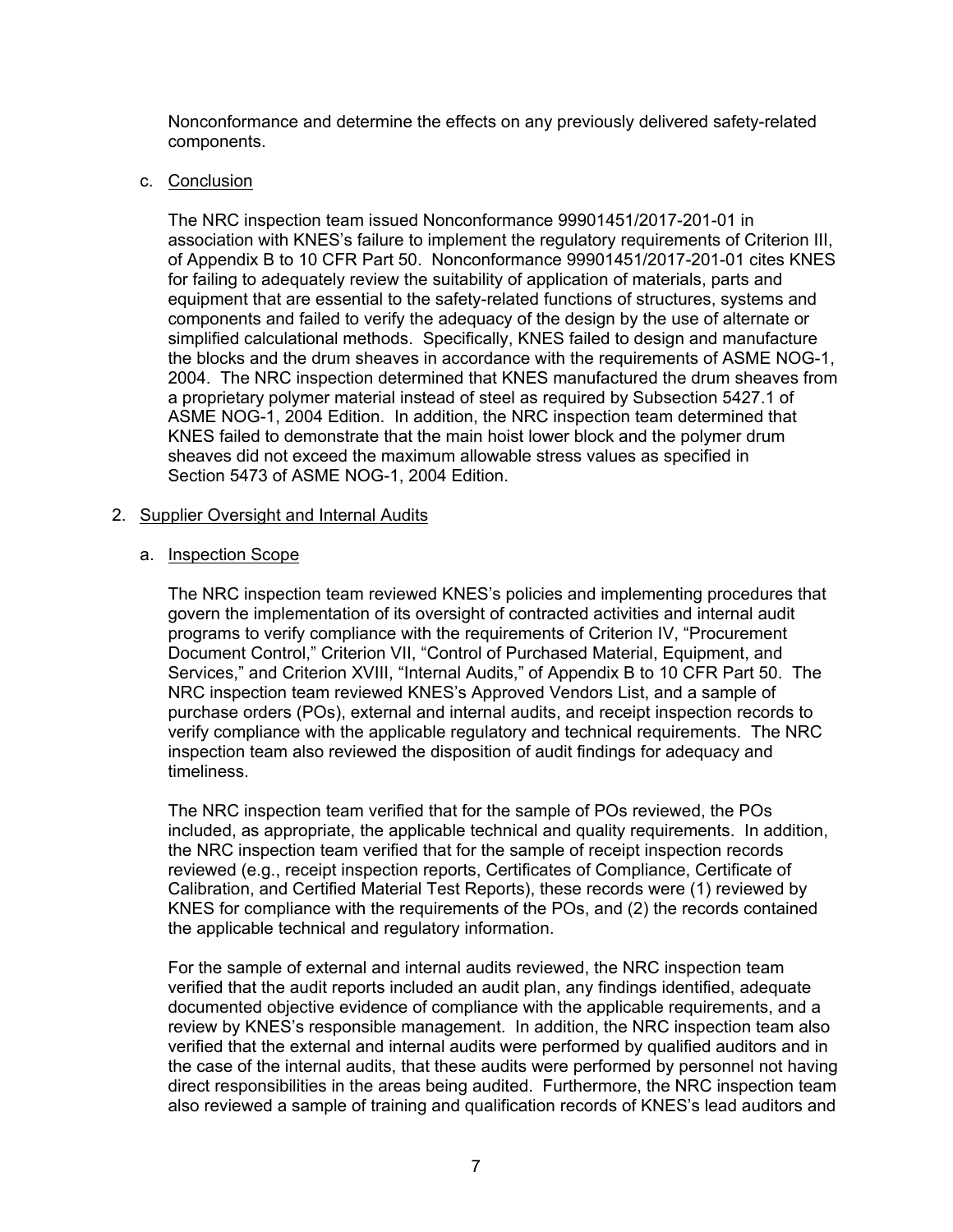Nonconformance and determine the effects on any previously delivered safety-related components.

c. Conclusion

The NRC inspection team issued Nonconformance 99901451/2017-201-01 in association with KNES's failure to implement the regulatory requirements of Criterion III, of Appendix B to 10 CFR Part 50. Nonconformance 99901451/2017-201-01 cites KNES for failing to adequately review the suitability of application of materials, parts and equipment that are essential to the safety-related functions of structures, systems and components and failed to verify the adequacy of the design by the use of alternate or simplified calculational methods. Specifically, KNES failed to design and manufacture the blocks and the drum sheaves in accordance with the requirements of ASME NOG-1, 2004. The NRC inspection determined that KNES manufactured the drum sheaves from a proprietary polymer material instead of steel as required by Subsection 5427.1 of ASME NOG-1, 2004 Edition. In addition, the NRC inspection team determined that KNES failed to demonstrate that the main hoist lower block and the polymer drum sheaves did not exceed the maximum allowable stress values as specified in Section 5473 of ASME NOG-1, 2004 Edition.

2. Supplier Oversight and Internal Audits

a. Inspection Scope

The NRC inspection team reviewed KNES's policies and implementing procedures that govern the implementation of its oversight of contracted activities and internal audit programs to verify compliance with the requirements of Criterion IV, "Procurement Document Control," Criterion VII, "Control of Purchased Material, Equipment, and Services," and Criterion XVIII, "Internal Audits," of Appendix B to 10 CFR Part 50. The NRC inspection team reviewed KNES's Approved Vendors List, and a sample of purchase orders (POs), external and internal audits, and receipt inspection records to verify compliance with the applicable regulatory and technical requirements. The NRC inspection team also reviewed the disposition of audit findings for adequacy and timeliness.

The NRC inspection team verified that for the sample of POs reviewed, the POs included, as appropriate, the applicable technical and quality requirements. In addition, the NRC inspection team verified that for the sample of receipt inspection records reviewed (e.g., receipt inspection reports, Certificates of Compliance, Certificate of Calibration, and Certified Material Test Reports), these records were (1) reviewed by KNES for compliance with the requirements of the POs, and (2) the records contained the applicable technical and regulatory information.

For the sample of external and internal audits reviewed, the NRC inspection team verified that the audit reports included an audit plan, any findings identified, adequate documented objective evidence of compliance with the applicable requirements, and a review by KNES's responsible management. In addition, the NRC inspection team also verified that the external and internal audits were performed by qualified auditors and in the case of the internal audits, that these audits were performed by personnel not having direct responsibilities in the areas being audited. Furthermore, the NRC inspection team also reviewed a sample of training and qualification records of KNES's lead auditors and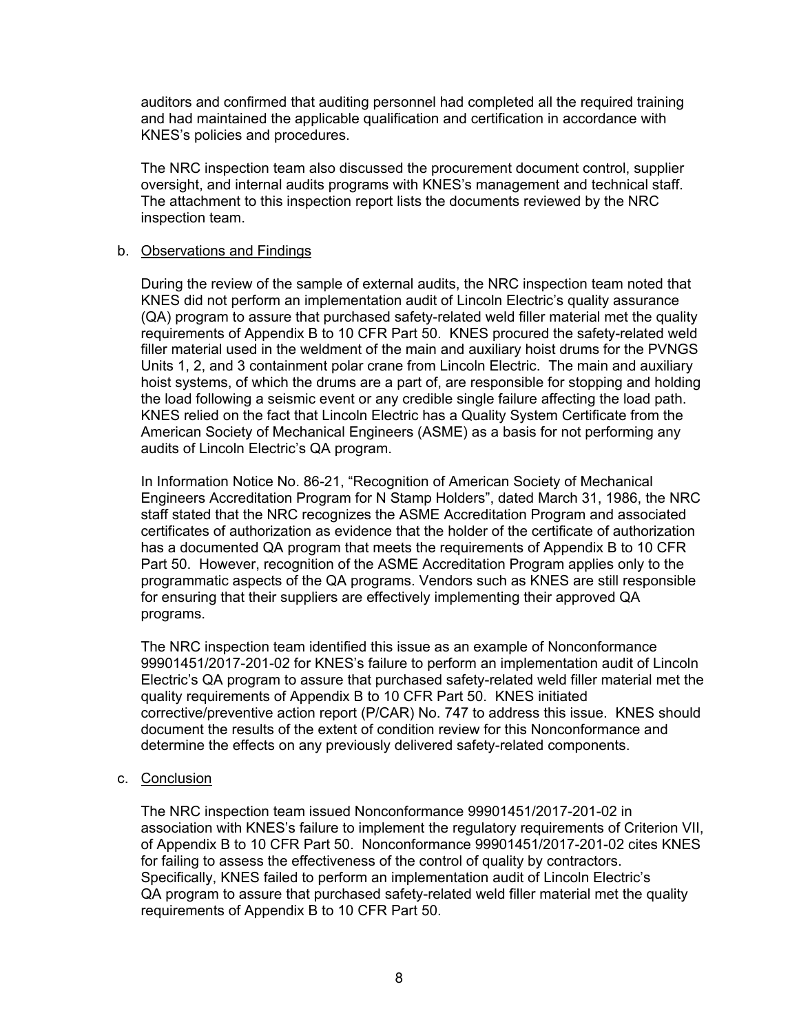auditors and confirmed that auditing personnel had completed all the required training and had maintained the applicable qualification and certification in accordance with KNES's policies and procedures.

The NRC inspection team also discussed the procurement document control, supplier oversight, and internal audits programs with KNES's management and technical staff. The attachment to this inspection report lists the documents reviewed by the NRC inspection team.

b. Observations and Findings

During the review of the sample of external audits, the NRC inspection team noted that KNES did not perform an implementation audit of Lincoln Electric's quality assurance (QA) program to assure that purchased safety-related weld filler material met the quality requirements of Appendix B to 10 CFR Part 50. KNES procured the safety-related weld filler material used in the weldment of the main and auxiliary hoist drums for the PVNGS Units 1, 2, and 3 containment polar crane from Lincoln Electric. The main and auxiliary hoist systems, of which the drums are a part of, are responsible for stopping and holding the load following a seismic event or any credible single failure affecting the load path. KNES relied on the fact that Lincoln Electric has a Quality System Certificate from the American Society of Mechanical Engineers (ASME) as a basis for not performing any audits of Lincoln Electric's QA program.

In Information Notice No. 86-21, "Recognition of American Society of Mechanical Engineers Accreditation Program for N Stamp Holders", dated March 31, 1986, the NRC staff stated that the NRC recognizes the ASME Accreditation Program and associated certificates of authorization as evidence that the holder of the certificate of authorization has a documented QA program that meets the requirements of Appendix B to 10 CFR Part 50. However, recognition of the ASME Accreditation Program applies only to the programmatic aspects of the QA programs. Vendors such as KNES are still responsible for ensuring that their suppliers are effectively implementing their approved QA programs.

The NRC inspection team identified this issue as an example of Nonconformance 99901451/2017-201-02 for KNES's failure to perform an implementation audit of Lincoln Electric's QA program to assure that purchased safety-related weld filler material met the quality requirements of Appendix B to 10 CFR Part 50. KNES initiated corrective/preventive action report (P/CAR) No. 747 to address this issue. KNES should document the results of the extent of condition review for this Nonconformance and determine the effects on any previously delivered safety-related components.

c. Conclusion

The NRC inspection team issued Nonconformance 99901451/2017-201-02 in association with KNES's failure to implement the regulatory requirements of Criterion VII, of Appendix B to 10 CFR Part 50. Nonconformance 99901451/2017-201-02 cites KNES for failing to assess the effectiveness of the control of quality by contractors. Specifically, KNES failed to perform an implementation audit of Lincoln Electric's QA program to assure that purchased safety-related weld filler material met the quality requirements of Appendix B to 10 CFR Part 50.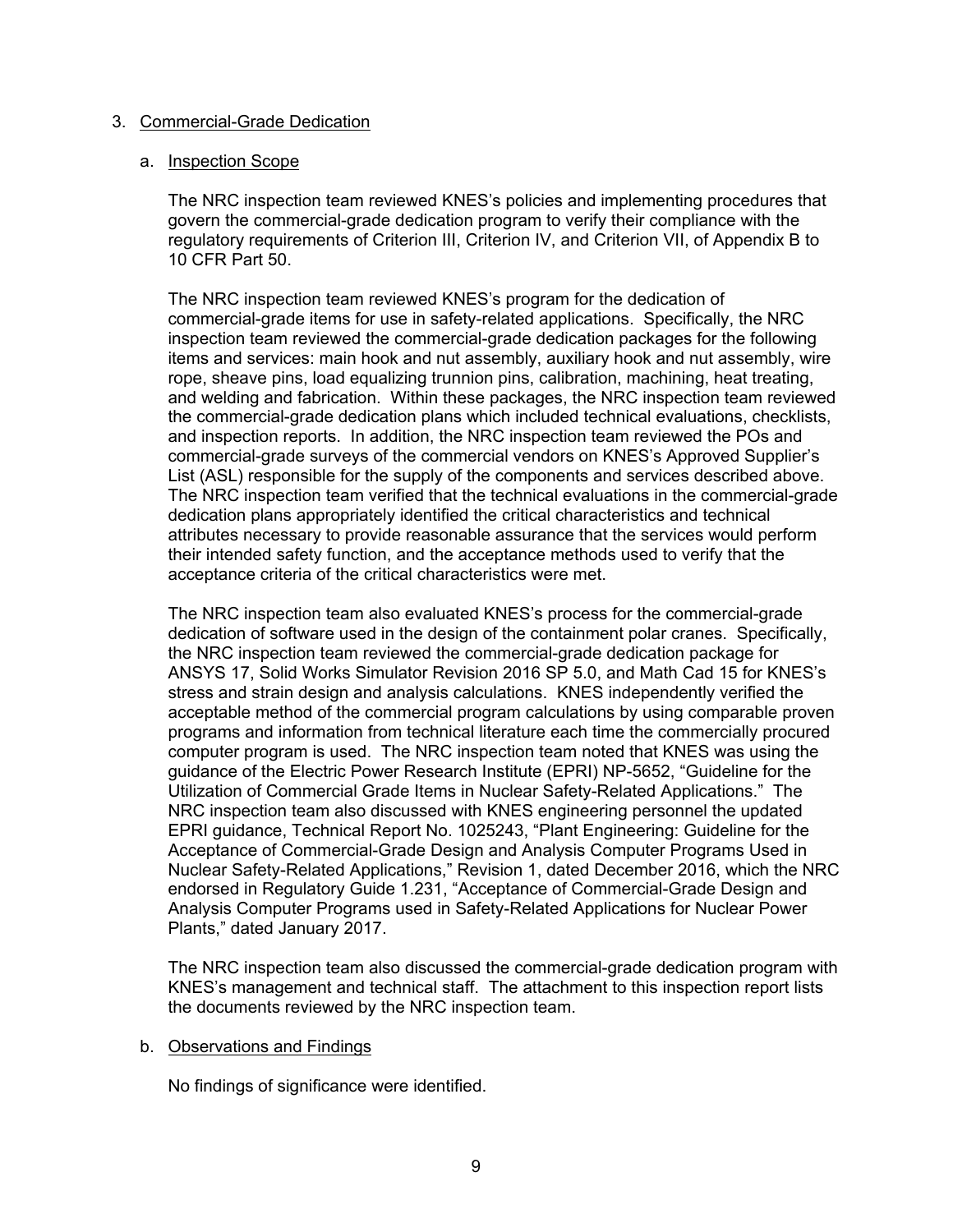## 3. Commercial-Grade Dedication

### a. Inspection Scope

The NRC inspection team reviewed KNES's policies and implementing procedures that govern the commercial-grade dedication program to verify their compliance with the regulatory requirements of Criterion III, Criterion IV, and Criterion VII, of Appendix B to 10 CFR Part 50.

The NRC inspection team reviewed KNES's program for the dedication of commercial-grade items for use in safety-related applications. Specifically, the NRC inspection team reviewed the commercial-grade dedication packages for the following items and services: main hook and nut assembly, auxiliary hook and nut assembly, wire rope, sheave pins, load equalizing trunnion pins, calibration, machining, heat treating, and welding and fabrication. Within these packages, the NRC inspection team reviewed the commercial-grade dedication plans which included technical evaluations, checklists, and inspection reports. In addition, the NRC inspection team reviewed the POs and commercial-grade surveys of the commercial vendors on KNES's Approved Supplier's List (ASL) responsible for the supply of the components and services described above. The NRC inspection team verified that the technical evaluations in the commercial-grade dedication plans appropriately identified the critical characteristics and technical attributes necessary to provide reasonable assurance that the services would perform their intended safety function, and the acceptance methods used to verify that the acceptance criteria of the critical characteristics were met.

The NRC inspection team also evaluated KNES's process for the commercial-grade dedication of software used in the design of the containment polar cranes. Specifically, the NRC inspection team reviewed the commercial-grade dedication package for ANSYS 17, Solid Works Simulator Revision 2016 SP 5.0, and Math Cad 15 for KNES's stress and strain design and analysis calculations. KNES independently verified the acceptable method of the commercial program calculations by using comparable proven programs and information from technical literature each time the commercially procured computer program is used. The NRC inspection team noted that KNES was using the guidance of the Electric Power Research Institute (EPRI) NP-5652, "Guideline for the Utilization of Commercial Grade Items in Nuclear Safety-Related Applications." The NRC inspection team also discussed with KNES engineering personnel the updated EPRI guidance, Technical Report No. 1025243, "Plant Engineering: Guideline for the Acceptance of Commercial-Grade Design and Analysis Computer Programs Used in Nuclear Safety-Related Applications," Revision 1, dated December 2016, which the NRC endorsed in Regulatory Guide 1.231, "Acceptance of Commercial-Grade Design and Analysis Computer Programs used in Safety-Related Applications for Nuclear Power Plants," dated January 2017.

The NRC inspection team also discussed the commercial-grade dedication program with KNES's management and technical staff. The attachment to this inspection report lists the documents reviewed by the NRC inspection team.

### b. Observations and Findings

No findings of significance were identified.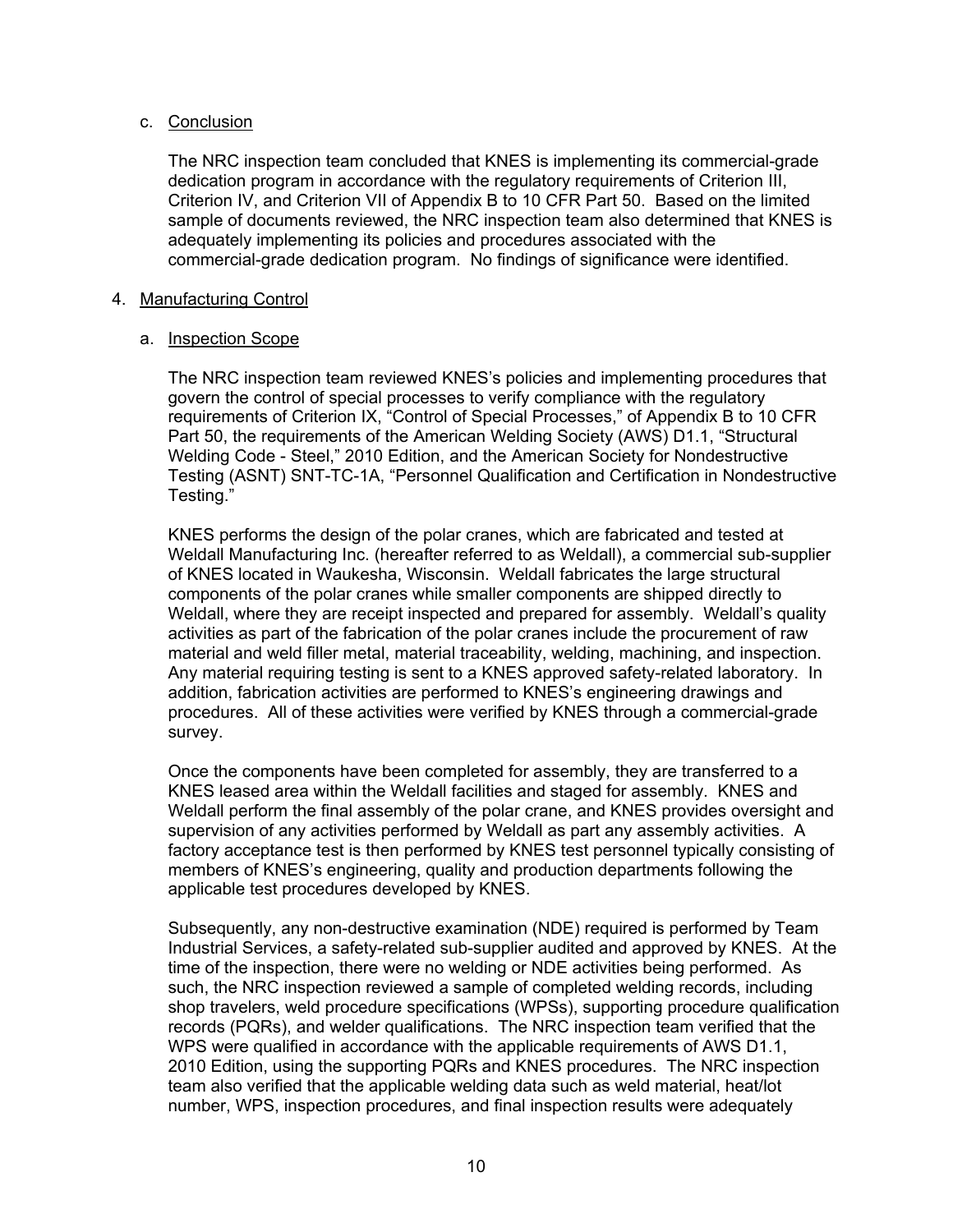c. Conclusion

The NRC inspection team concluded that KNES is implementing its commercial-grade dedication program in accordance with the regulatory requirements of Criterion III, Criterion IV, and Criterion VII of Appendix B to 10 CFR Part 50. Based on the limited sample of documents reviewed, the NRC inspection team also determined that KNES is adequately implementing its policies and procedures associated with the commercial-grade dedication program. No findings of significance were identified.

4. Manufacturing Control

a. Inspection Scope

The NRC inspection team reviewed KNES's policies and implementing procedures that govern the control of special processes to verify compliance with the regulatory requirements of Criterion IX, "Control of Special Processes," of Appendix B to 10 CFR Part 50, the requirements of the American Welding Society (AWS) D1.1, "Structural Welding Code - Steel," 2010 Edition, and the American Society for Nondestructive Testing (ASNT) SNT-TC-1A, "Personnel Qualification and Certification in Nondestructive Testing."

KNES performs the design of the polar cranes, which are fabricated and tested at Weldall Manufacturing Inc. (hereafter referred to as Weldall), a commercial sub-supplier of KNES located in Waukesha, Wisconsin. Weldall fabricates the large structural components of the polar cranes while smaller components are shipped directly to Weldall, where they are receipt inspected and prepared for assembly. Weldall's quality activities as part of the fabrication of the polar cranes include the procurement of raw material and weld filler metal, material traceability, welding, machining, and inspection. Any material requiring testing is sent to a KNES approved safety-related laboratory. In addition, fabrication activities are performed to KNES's engineering drawings and procedures. All of these activities were verified by KNES through a commercial-grade survey.

Once the components have been completed for assembly, they are transferred to a KNES leased area within the Weldall facilities and staged for assembly. KNES and Weldall perform the final assembly of the polar crane, and KNES provides oversight and supervision of any activities performed by Weldall as part any assembly activities. A factory acceptance test is then performed by KNES test personnel typically consisting of members of KNES's engineering, quality and production departments following the applicable test procedures developed by KNES.

Subsequently, any non-destructive examination (NDE) required is performed by Team Industrial Services, a safety-related sub-supplier audited and approved by KNES. At the time of the inspection, there were no welding or NDE activities being performed. As such, the NRC inspection reviewed a sample of completed welding records, including shop travelers, weld procedure specifications (WPSs), supporting procedure qualification records (PQRs), and welder qualifications. The NRC inspection team verified that the WPS were qualified in accordance with the applicable requirements of AWS D1.1, 2010 Edition, using the supporting PQRs and KNES procedures. The NRC inspection team also verified that the applicable welding data such as weld material, heat/lot number, WPS, inspection procedures, and final inspection results were adequately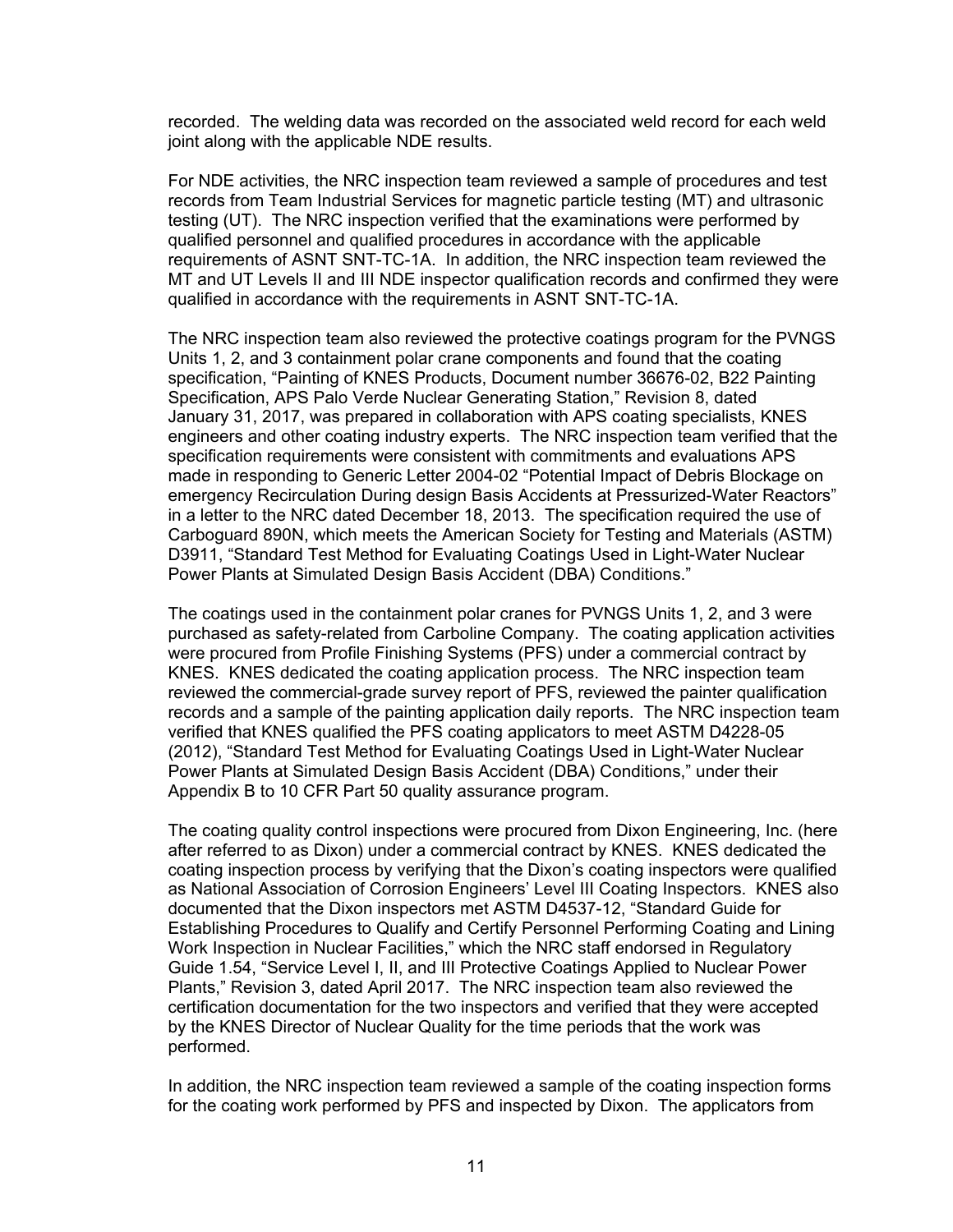recorded. The welding data was recorded on the associated weld record for each weld joint along with the applicable NDE results.

For NDE activities, the NRC inspection team reviewed a sample of procedures and test records from Team Industrial Services for magnetic particle testing (MT) and ultrasonic testing (UT). The NRC inspection verified that the examinations were performed by qualified personnel and qualified procedures in accordance with the applicable requirements of ASNT SNT-TC-1A. In addition, the NRC inspection team reviewed the MT and UT Levels II and III NDE inspector qualification records and confirmed they were qualified in accordance with the requirements in ASNT SNT-TC-1A.

The NRC inspection team also reviewed the protective coatings program for the PVNGS Units 1, 2, and 3 containment polar crane components and found that the coating specification, "Painting of KNES Products, Document number 36676-02, B22 Painting Specification, APS Palo Verde Nuclear Generating Station," Revision 8, dated January 31, 2017, was prepared in collaboration with APS coating specialists, KNES engineers and other coating industry experts. The NRC inspection team verified that the specification requirements were consistent with commitments and evaluations APS made in responding to Generic Letter 2004-02 "Potential Impact of Debris Blockage on emergency Recirculation During design Basis Accidents at Pressurized-Water Reactors" in a letter to the NRC dated December 18, 2013. The specification required the use of Carboguard 890N, which meets the American Society for Testing and Materials (ASTM) D3911, "Standard Test Method for Evaluating Coatings Used in Light-Water Nuclear Power Plants at Simulated Design Basis Accident (DBA) Conditions."

The coatings used in the containment polar cranes for PVNGS Units 1, 2, and 3 were purchased as safety-related from Carboline Company. The coating application activities were procured from Profile Finishing Systems (PFS) under a commercial contract by KNES. KNES dedicated the coating application process. The NRC inspection team reviewed the commercial-grade survey report of PFS, reviewed the painter qualification records and a sample of the painting application daily reports. The NRC inspection team verified that KNES qualified the PFS coating applicators to meet ASTM D4228-05 (2012), "Standard Test Method for Evaluating Coatings Used in Light-Water Nuclear Power Plants at Simulated Design Basis Accident (DBA) Conditions," under their Appendix B to 10 CFR Part 50 quality assurance program.

The coating quality control inspections were procured from Dixon Engineering, Inc. (here after referred to as Dixon) under a commercial contract by KNES. KNES dedicated the coating inspection process by verifying that the Dixon's coating inspectors were qualified as National Association of Corrosion Engineers' Level III Coating Inspectors. KNES also documented that the Dixon inspectors met ASTM D4537-12, "Standard Guide for Establishing Procedures to Qualify and Certify Personnel Performing Coating and Lining Work Inspection in Nuclear Facilities," which the NRC staff endorsed in Regulatory Guide 1.54, "Service Level I, II, and III Protective Coatings Applied to Nuclear Power Plants," Revision 3, dated April 2017. The NRC inspection team also reviewed the certification documentation for the two inspectors and verified that they were accepted by the KNES Director of Nuclear Quality for the time periods that the work was performed.

In addition, the NRC inspection team reviewed a sample of the coating inspection forms for the coating work performed by PFS and inspected by Dixon. The applicators from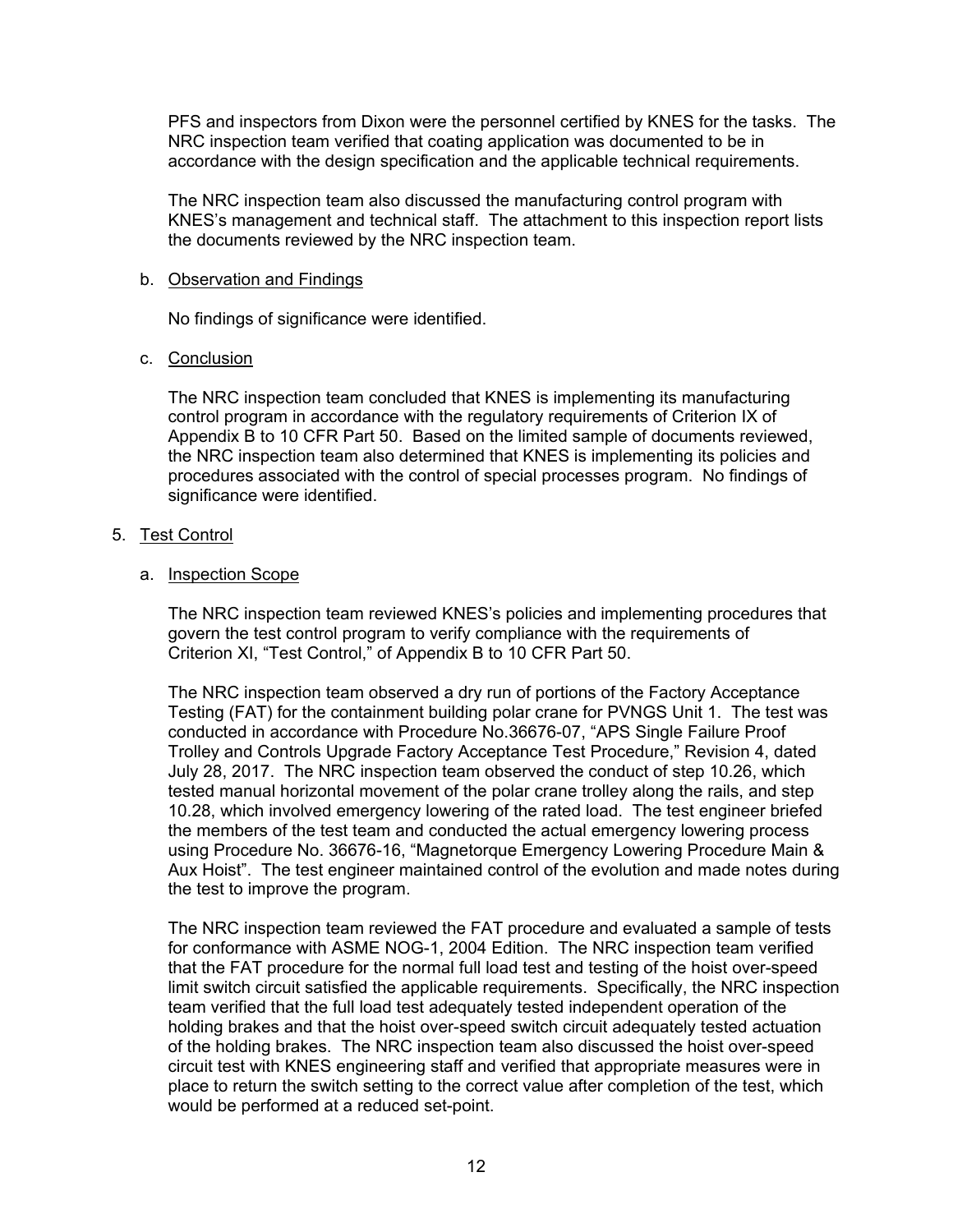PFS and inspectors from Dixon were the personnel certified by KNES for the tasks. The NRC inspection team verified that coating application was documented to be in accordance with the design specification and the applicable technical requirements.

The NRC inspection team also discussed the manufacturing control program with KNES's management and technical staff. The attachment to this inspection report lists the documents reviewed by the NRC inspection team.

b. Observation and Findings

No findings of significance were identified.

c. Conclusion

The NRC inspection team concluded that KNES is implementing its manufacturing control program in accordance with the regulatory requirements of Criterion IX of Appendix B to 10 CFR Part 50. Based on the limited sample of documents reviewed, the NRC inspection team also determined that KNES is implementing its policies and procedures associated with the control of special processes program. No findings of significance were identified.

5. Test Control

a. Inspection Scope

The NRC inspection team reviewed KNES's policies and implementing procedures that govern the test control program to verify compliance with the requirements of Criterion XI, "Test Control," of Appendix B to 10 CFR Part 50.

The NRC inspection team observed a dry run of portions of the Factory Acceptance Testing (FAT) for the containment building polar crane for PVNGS Unit 1. The test was conducted in accordance with Procedure No.36676-07, "APS Single Failure Proof Trolley and Controls Upgrade Factory Acceptance Test Procedure," Revision 4, dated July 28, 2017. The NRC inspection team observed the conduct of step 10.26, which tested manual horizontal movement of the polar crane trolley along the rails, and step 10.28, which involved emergency lowering of the rated load. The test engineer briefed the members of the test team and conducted the actual emergency lowering process using Procedure No. 36676-16, "Magnetorque Emergency Lowering Procedure Main & Aux Hoist". The test engineer maintained control of the evolution and made notes during the test to improve the program.

The NRC inspection team reviewed the FAT procedure and evaluated a sample of tests for conformance with ASME NOG-1, 2004 Edition. The NRC inspection team verified that the FAT procedure for the normal full load test and testing of the hoist over-speed limit switch circuit satisfied the applicable requirements. Specifically, the NRC inspection team verified that the full load test adequately tested independent operation of the holding brakes and that the hoist over-speed switch circuit adequately tested actuation of the holding brakes. The NRC inspection team also discussed the hoist over-speed circuit test with KNES engineering staff and verified that appropriate measures were in place to return the switch setting to the correct value after completion of the test, which would be performed at a reduced set-point.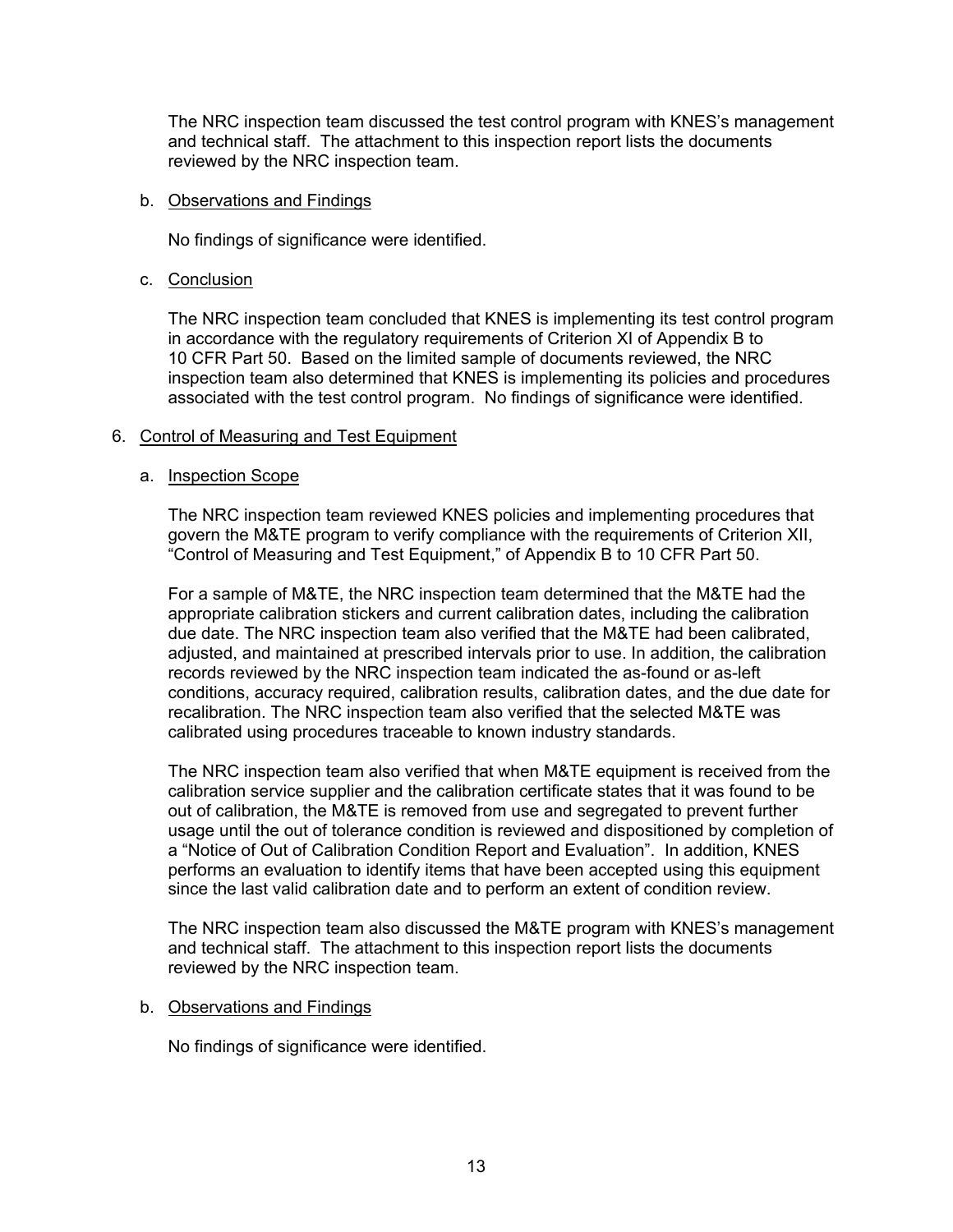The NRC inspection team discussed the test control program with KNES's management and technical staff. The attachment to this inspection report lists the documents reviewed by the NRC inspection team.

b. Observations and Findings

No findings of significance were identified.

c. Conclusion

The NRC inspection team concluded that KNES is implementing its test control program in accordance with the regulatory requirements of Criterion XI of Appendix B to 10 CFR Part 50. Based on the limited sample of documents reviewed, the NRC inspection team also determined that KNES is implementing its policies and procedures associated with the test control program. No findings of significance were identified.

6. Control of Measuring and Test Equipment

a. Inspection Scope

The NRC inspection team reviewed KNES policies and implementing procedures that govern the M&TE program to verify compliance with the requirements of Criterion XII, "Control of Measuring and Test Equipment," of Appendix B to 10 CFR Part 50.

For a sample of M&TE, the NRC inspection team determined that the M&TE had the appropriate calibration stickers and current calibration dates, including the calibration due date. The NRC inspection team also verified that the M&TE had been calibrated, adjusted, and maintained at prescribed intervals prior to use. In addition, the calibration records reviewed by the NRC inspection team indicated the as-found or as-left conditions, accuracy required, calibration results, calibration dates, and the due date for recalibration. The NRC inspection team also verified that the selected M&TE was calibrated using procedures traceable to known industry standards.

The NRC inspection team also verified that when M&TE equipment is received from the calibration service supplier and the calibration certificate states that it was found to be out of calibration, the M&TE is removed from use and segregated to prevent further usage until the out of tolerance condition is reviewed and dispositioned by completion of a "Notice of Out of Calibration Condition Report and Evaluation". In addition, KNES performs an evaluation to identify items that have been accepted using this equipment since the last valid calibration date and to perform an extent of condition review.

The NRC inspection team also discussed the M&TE program with KNES's management and technical staff. The attachment to this inspection report lists the documents reviewed by the NRC inspection team.

b. Observations and Findings

No findings of significance were identified.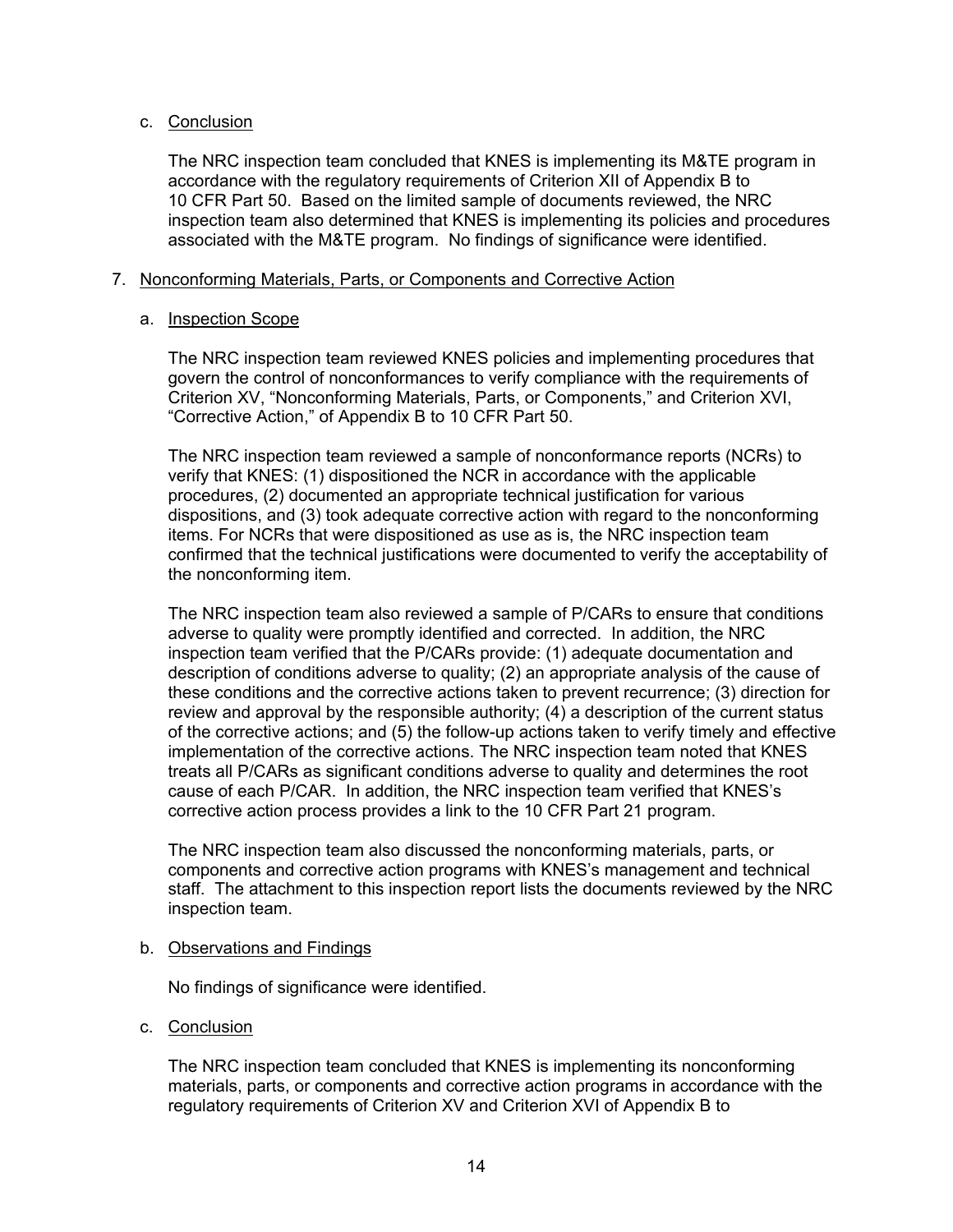c. Conclusion

The NRC inspection team concluded that KNES is implementing its M&TE program in accordance with the regulatory requirements of Criterion XII of Appendix B to 10 CFR Part 50. Based on the limited sample of documents reviewed, the NRC inspection team also determined that KNES is implementing its policies and procedures associated with the M&TE program. No findings of significance were identified.

7. Nonconforming Materials, Parts, or Components and Corrective Action

a. Inspection Scope

The NRC inspection team reviewed KNES policies and implementing procedures that govern the control of nonconformances to verify compliance with the requirements of Criterion XV, "Nonconforming Materials, Parts, or Components," and Criterion XVI, "Corrective Action," of Appendix B to 10 CFR Part 50.

The NRC inspection team reviewed a sample of nonconformance reports (NCRs) to verify that KNES: (1) dispositioned the NCR in accordance with the applicable procedures, (2) documented an appropriate technical justification for various dispositions, and (3) took adequate corrective action with regard to the nonconforming items. For NCRs that were dispositioned as use as is, the NRC inspection team confirmed that the technical justifications were documented to verify the acceptability of the nonconforming item.

The NRC inspection team also reviewed a sample of P/CARs to ensure that conditions adverse to quality were promptly identified and corrected. In addition, the NRC inspection team verified that the P/CARs provide: (1) adequate documentation and description of conditions adverse to quality; (2) an appropriate analysis of the cause of these conditions and the corrective actions taken to prevent recurrence; (3) direction for review and approval by the responsible authority; (4) a description of the current status of the corrective actions; and (5) the follow-up actions taken to verify timely and effective implementation of the corrective actions. The NRC inspection team noted that KNES treats all P/CARs as significant conditions adverse to quality and determines the root cause of each P/CAR. In addition, the NRC inspection team verified that KNES's corrective action process provides a link to the 10 CFR Part 21 program.

The NRC inspection team also discussed the nonconforming materials, parts, or components and corrective action programs with KNES's management and technical staff. The attachment to this inspection report lists the documents reviewed by the NRC inspection team.

b. Observations and Findings

No findings of significance were identified.

c. Conclusion

The NRC inspection team concluded that KNES is implementing its nonconforming materials, parts, or components and corrective action programs in accordance with the regulatory requirements of Criterion XV and Criterion XVI of Appendix B to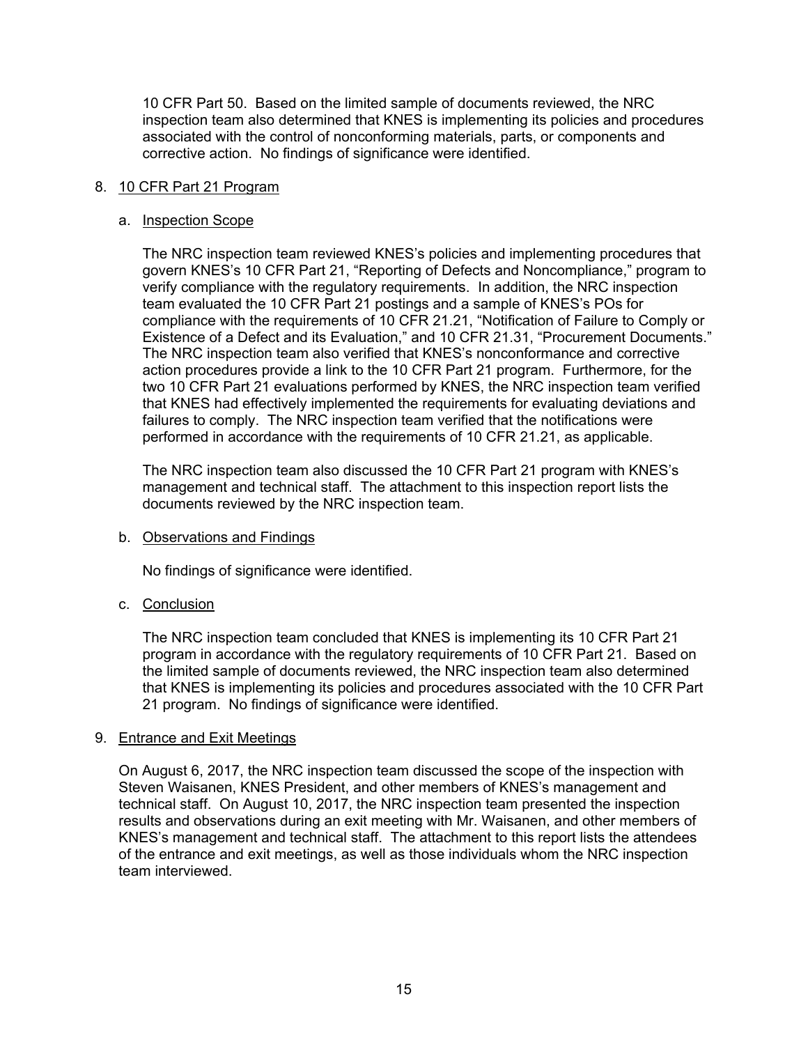10 CFR Part 50. Based on the limited sample of documents reviewed, the NRC inspection team also determined that KNES is implementing its policies and procedures associated with the control of nonconforming materials, parts, or components and corrective action. No findings of significance were identified.

8. 10 CFR Part 21 Program

   a. Inspection Scope

      The NRC inspection team reviewed KNES's policies and implementing procedures that govern KNES's 10 CFR Part 21, "Reporting of Defects and Noncompliance," program to verify compliance with the regulatory requirements. In addition, the NRC inspection team evaluated the 10 CFR Part 21 postings and a sample of KNES's POs for compliance with the requirements of 10 CFR 21.21, "Notification of Failure to Comply or Existence of a Defect and its Evaluation," and 10 CFR 21.31, "Procurement Documents." The NRC inspection team also verified that KNES's nonconformance and corrective action procedures provide a link to the 10 CFR Part 21 program. Furthermore, for the two 10 CFR Part 21 evaluations performed by KNES, the NRC inspection team verified that KNES had effectively implemented the requirements for evaluating deviations and failures to comply. The NRC inspection team verified that the notifications were performed in accordance with the requirements of 10 CFR 21.21, as applicable.

      The NRC inspection team also discussed the 10 CFR Part 21 program with KNES's management and technical staff. The attachment to this inspection report lists the documents reviewed by the NRC inspection team.

   b. Observations and Findings

      No findings of significance were identified.

   c. Conclusion

      The NRC inspection team concluded that KNES is implementing its 10 CFR Part 21 program in accordance with the regulatory requirements of 10 CFR Part 21. Based on the limited sample of documents reviewed, the NRC inspection team also determined that KNES is implementing its policies and procedures associated with the 10 CFR Part 21 program. No findings of significance were identified.

9. Entrance and Exit Meetings

   On August 6, 2017, the NRC inspection team discussed the scope of the inspection with Steven Waisanen, KNES President, and other members of KNES's management and technical staff. On August 10, 2017, the NRC inspection team presented the inspection results and observations during an exit meeting with Mr. Waisanen, and other members of KNES's management and technical staff. The attachment to this report lists the attendees of the entrance and exit meetings, as well as those individuals whom the NRC inspection team interviewed.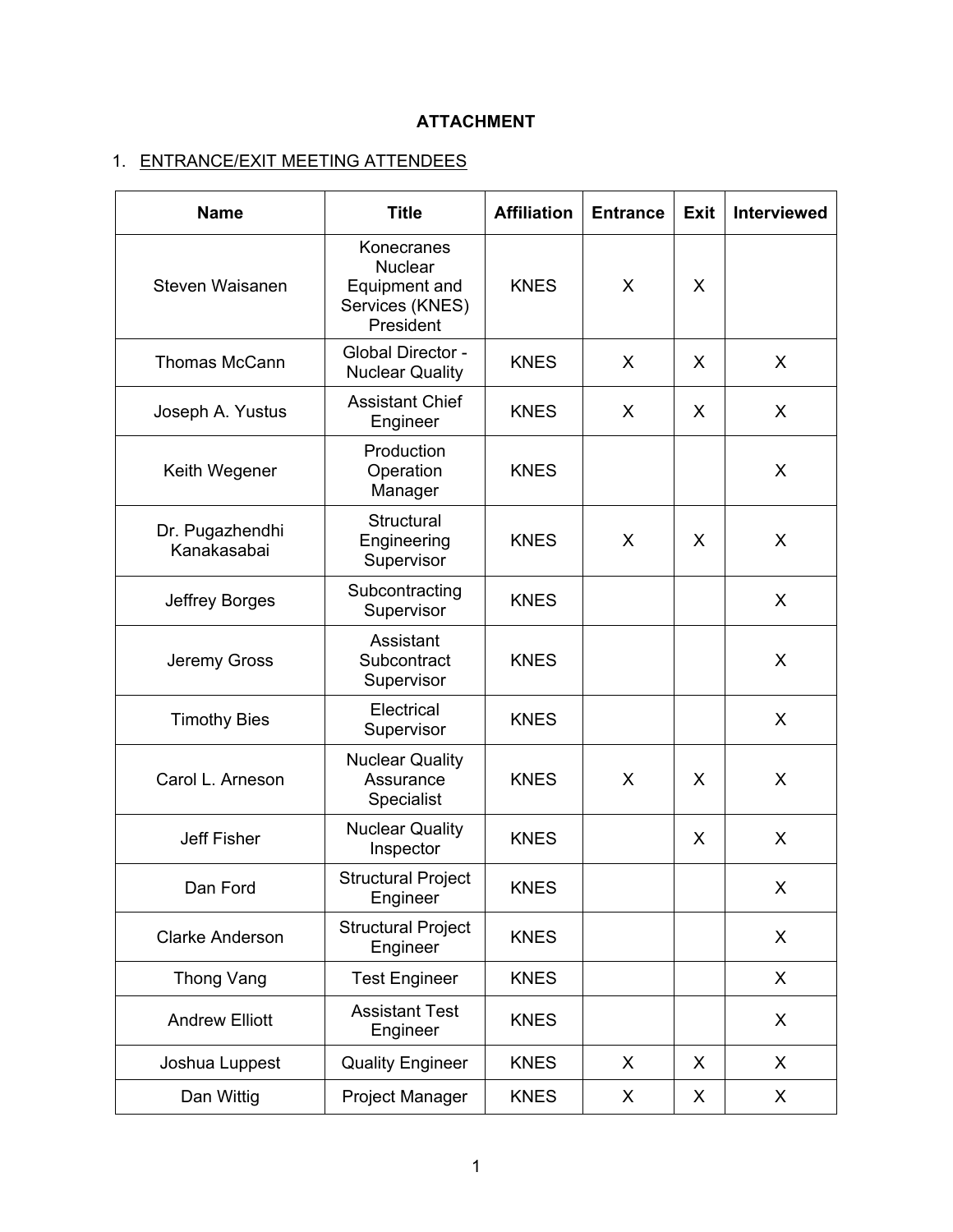**ATTACHMENT**

1. ENTRANCE/EXIT MEETING ATTENDEES

| Name | Title | Affiliation | Entrance | Exit | Interviewed |
|---|---|---|---|---|---|
| Steven Waisanen | Konecranes Nuclear Equipment and Services (KNES) President | KNES | X | X | |
| Thomas McCann | Global Director - Nuclear Quality | KNES | X | X | X |
| Joseph A. Yustus | Assistant Chief Engineer | KNES | X | X | X |
| Keith Wegener | Production Operation Manager | KNES | | | X |
| Dr. Pugazhendhi Kanakasabai | Structural Engineering Supervisor | KNES | X | X | X |
| Jeffrey Borges | Subcontracting Supervisor | KNES | | | X |
| Jeremy Gross | Assistant Subcontract Supervisor | KNES | | | X |
| Timothy Bies | Electrical Supervisor | KNES | | | X |
| Carol L. Arneson | Nuclear Quality Assurance Specialist | KNES | X | X | X |
| Jeff Fisher | Nuclear Quality Inspector | KNES | | X | X |
| Dan Ford | Structural Project Engineer | KNES | | | X |
| Clarke Anderson | Structural Project Engineer | KNES | | | X |
| Thong Vang | Test Engineer | KNES | | | X |
| Andrew Elliott | Assistant Test Engineer | KNES | | | X |
| Joshua Luppest | Quality Engineer | KNES | X | X | X |
| Dan Wittig | Project Manager | KNES | X | X | X |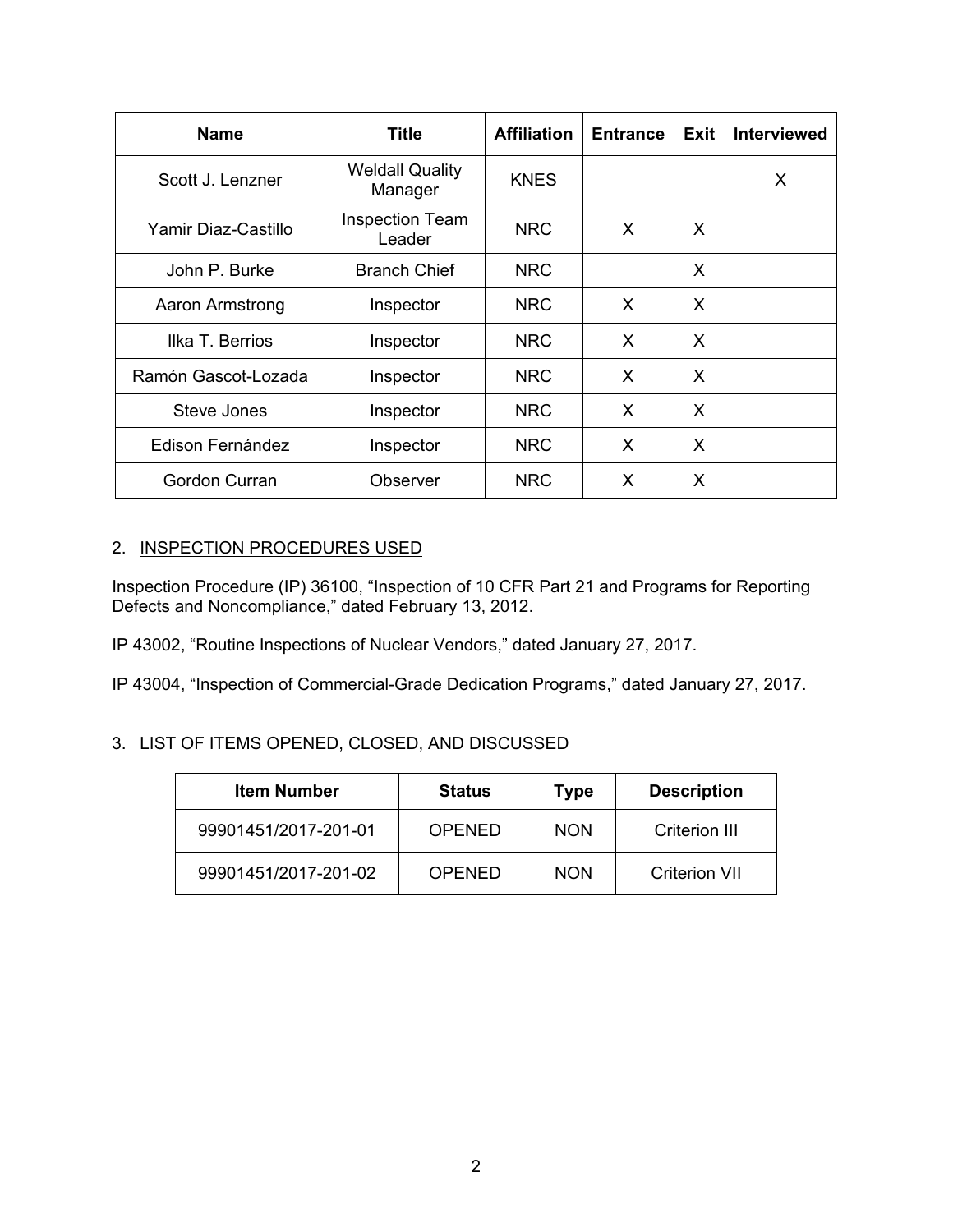| Name | Title | Affiliation | Entrance | Exit | Interviewed |
|---|---|---|---|---|---|
| Scott J. Lenzner | Weldall Quality Manager | KNES | | | X |
| Yamir Diaz-Castillo | Inspection Team Leader | NRC | X | X | |
| John P. Burke | Branch Chief | NRC | | X | |
| Aaron Armstrong | Inspector | NRC | X | X | |
| Ilka T. Berrios | Inspector | NRC | X | X | |
| Ramón Gascot-Lozada | Inspector | NRC | X | X | |
| Steve Jones | Inspector | NRC | X | X | |
| Edison Fernández | Inspector | NRC | X | X | |
| Gordon Curran | Observer | NRC | X | X | |

2. INSPECTION PROCEDURES USED

Inspection Procedure (IP) 36100, "Inspection of 10 CFR Part 21 and Programs for Reporting Defects and Noncompliance," dated February 13, 2012.

IP 43002, "Routine Inspections of Nuclear Vendors," dated January 27, 2017.

IP 43004, "Inspection of Commercial-Grade Dedication Programs," dated January 27, 2017.

3. LIST OF ITEMS OPENED, CLOSED, AND DISCUSSED

| Item Number | Status | Type | Description |
|---|---|---|---|
| 99901451/2017-201-01 | OPENED | NON | Criterion III |
| 99901451/2017-201-02 | OPENED | NON | Criterion VII |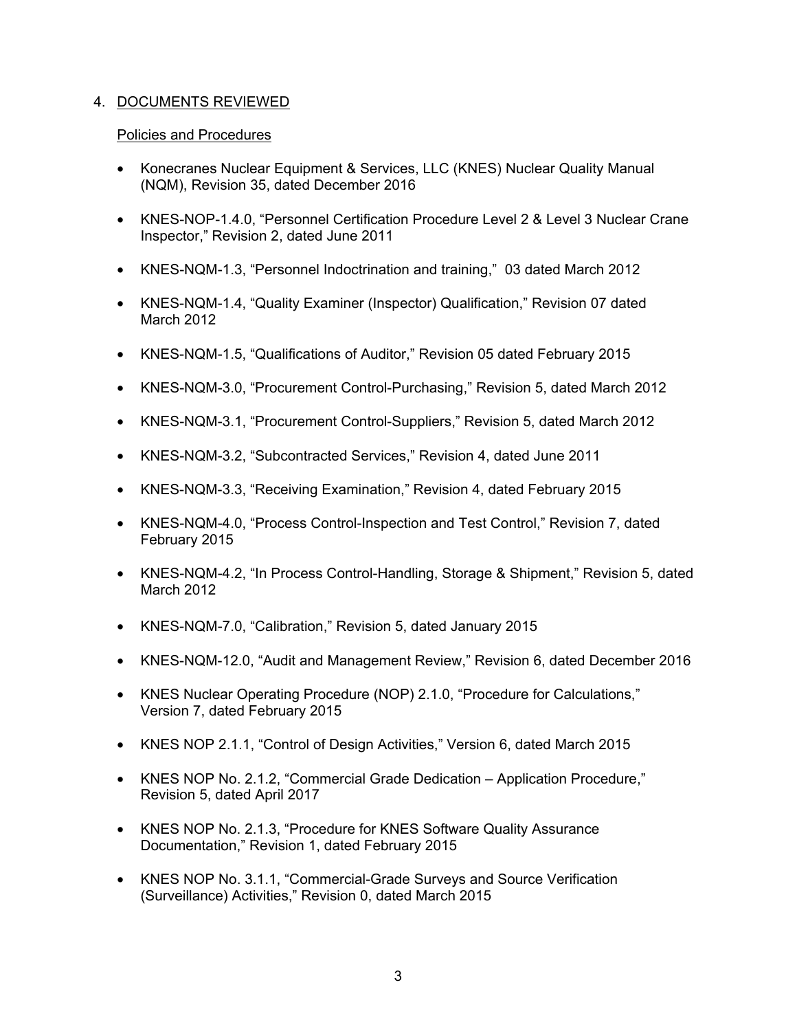## 4. DOCUMENTS REVIEWED

### Policies and Procedures

- Konecranes Nuclear Equipment & Services, LLC (KNES) Nuclear Quality Manual (NQM), Revision 35, dated December 2016
- KNES-NOP-1.4.0, "Personnel Certification Procedure Level 2 & Level 3 Nuclear Crane Inspector," Revision 2, dated June 2011
- KNES-NQM-1.3, "Personnel Indoctrination and training," 03 dated March 2012
- KNES-NQM-1.4, "Quality Examiner (Inspector) Qualification," Revision 07 dated March 2012
- KNES-NQM-1.5, "Qualifications of Auditor," Revision 05 dated February 2015
- KNES-NQM-3.0, "Procurement Control-Purchasing," Revision 5, dated March 2012
- KNES-NQM-3.1, "Procurement Control-Suppliers," Revision 5, dated March 2012
- KNES-NQM-3.2, "Subcontracted Services," Revision 4, dated June 2011
- KNES-NQM-3.3, "Receiving Examination," Revision 4, dated February 2015
- KNES-NQM-4.0, "Process Control-Inspection and Test Control," Revision 7, dated February 2015
- KNES-NQM-4.2, "In Process Control-Handling, Storage & Shipment," Revision 5, dated March 2012
- KNES-NQM-7.0, "Calibration," Revision 5, dated January 2015
- KNES-NQM-12.0, "Audit and Management Review," Revision 6, dated December 2016
- KNES Nuclear Operating Procedure (NOP) 2.1.0, "Procedure for Calculations," Version 7, dated February 2015
- KNES NOP 2.1.1, "Control of Design Activities," Version 6, dated March 2015
- KNES NOP No. 2.1.2, "Commercial Grade Dedication – Application Procedure," Revision 5, dated April 2017
- KNES NOP No. 2.1.3, "Procedure for KNES Software Quality Assurance Documentation," Revision 1, dated February 2015
- KNES NOP No. 3.1.1, "Commercial-Grade Surveys and Source Verification (Surveillance) Activities," Revision 0, dated March 2015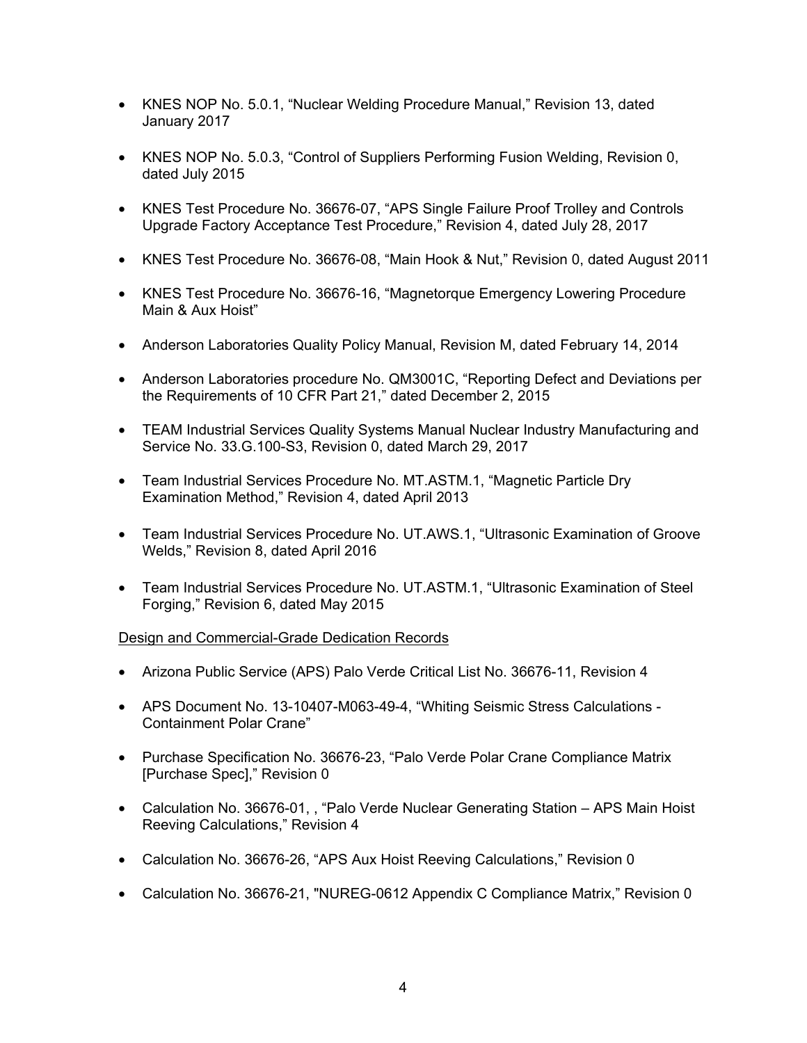- KNES NOP No. 5.0.1, “Nuclear Welding Procedure Manual,” Revision 13, dated January 2017

- KNES NOP No. 5.0.3, “Control of Suppliers Performing Fusion Welding, Revision 0, dated July 2015

- KNES Test Procedure No. 36676-07, “APS Single Failure Proof Trolley and Controls Upgrade Factory Acceptance Test Procedure,” Revision 4, dated July 28, 2017

- KNES Test Procedure No. 36676-08, “Main Hook & Nut,” Revision 0, dated August 2011

- KNES Test Procedure No. 36676-16, “Magnetorque Emergency Lowering Procedure Main & Aux Hoist”

- Anderson Laboratories Quality Policy Manual, Revision M, dated February 14, 2014

- Anderson Laboratories procedure No. QM3001C, “Reporting Defect and Deviations per the Requirements of 10 CFR Part 21,” dated December 2, 2015

- TEAM Industrial Services Quality Systems Manual Nuclear Industry Manufacturing and Service No. 33.G.100-S3, Revision 0, dated March 29, 2017

- Team Industrial Services Procedure No. MT.ASTM.1, “Magnetic Particle Dry Examination Method,” Revision 4, dated April 2013

- Team Industrial Services Procedure No. UT.AWS.1, “Ultrasonic Examination of Groove Welds,” Revision 8, dated April 2016

- Team Industrial Services Procedure No. UT.ASTM.1, “Ultrasonic Examination of Steel Forging,” Revision 6, dated May 2015

Design and Commercial-Grade Dedication Records

- Arizona Public Service (APS) Palo Verde Critical List No. 36676-11, Revision 4

- APS Document No. 13-10407-M063-49-4, “Whiting Seismic Stress Calculations - Containment Polar Crane”

- Purchase Specification No. 36676-23, “Palo Verde Polar Crane Compliance Matrix [Purchase Spec],” Revision 0

- Calculation No. 36676-01, , “Palo Verde Nuclear Generating Station – APS Main Hoist Reeving Calculations,” Revision 4

- Calculation No. 36676-26, “APS Aux Hoist Reeving Calculations,” Revision 0

- Calculation No. 36676-21, "NUREG-0612 Appendix C Compliance Matrix,” Revision 0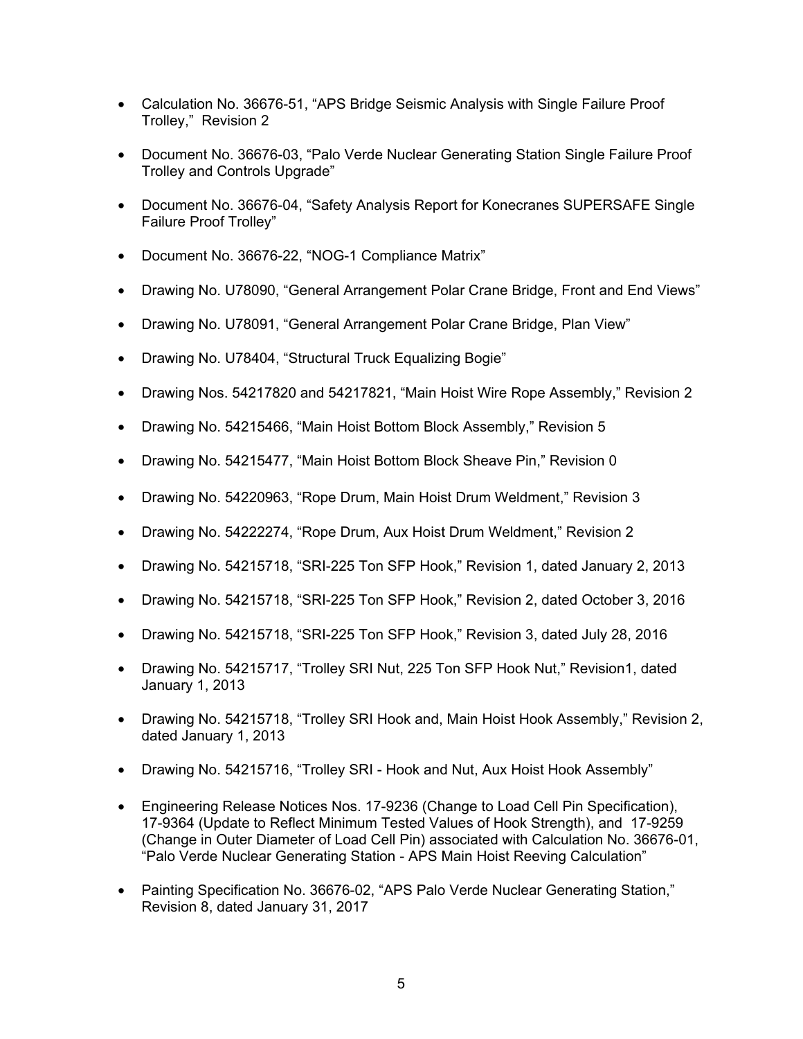- Calculation No. 36676-51, “APS Bridge Seismic Analysis with Single Failure Proof Trolley,” Revision 2

- Document No. 36676-03, “Palo Verde Nuclear Generating Station Single Failure Proof Trolley and Controls Upgrade”

- Document No. 36676-04, “Safety Analysis Report for Konecranes SUPERSAFE Single Failure Proof Trolley”

- Document No. 36676-22, “NOG-1 Compliance Matrix”

- Drawing No. U78090, “General Arrangement Polar Crane Bridge, Front and End Views”

- Drawing No. U78091, “General Arrangement Polar Crane Bridge, Plan View”

- Drawing No. U78404, “Structural Truck Equalizing Bogie”

- Drawing Nos. 54217820 and 54217821, “Main Hoist Wire Rope Assembly,” Revision 2

- Drawing No. 54215466, “Main Hoist Bottom Block Assembly,” Revision 5

- Drawing No. 54215477, “Main Hoist Bottom Block Sheave Pin,” Revision 0

- Drawing No. 54220963, “Rope Drum, Main Hoist Drum Weldment,” Revision 3

- Drawing No. 54222274, “Rope Drum, Aux Hoist Drum Weldment,” Revision 2

- Drawing No. 54215718, “SRI-225 Ton SFP Hook,” Revision 1, dated January 2, 2013

- Drawing No. 54215718, “SRI-225 Ton SFP Hook,” Revision 2, dated October 3, 2016

- Drawing No. 54215718, “SRI-225 Ton SFP Hook,” Revision 3, dated July 28, 2016

- Drawing No. 54215717, “Trolley SRI Nut, 225 Ton SFP Hook Nut,” Revision1, dated January 1, 2013

- Drawing No. 54215718, “Trolley SRI Hook and, Main Hoist Hook Assembly,” Revision 2, dated January 1, 2013

- Drawing No. 54215716, “Trolley SRI - Hook and Nut, Aux Hoist Hook Assembly”

- Engineering Release Notices Nos. 17-9236 (Change to Load Cell Pin Specification), 17-9364 (Update to Reflect Minimum Tested Values of Hook Strength), and 17-9259 (Change in Outer Diameter of Load Cell Pin) associated with Calculation No. 36676-01, “Palo Verde Nuclear Generating Station - APS Main Hoist Reeving Calculation”

- Painting Specification No. 36676-02, “APS Palo Verde Nuclear Generating Station,” Revision 8, dated January 31, 2017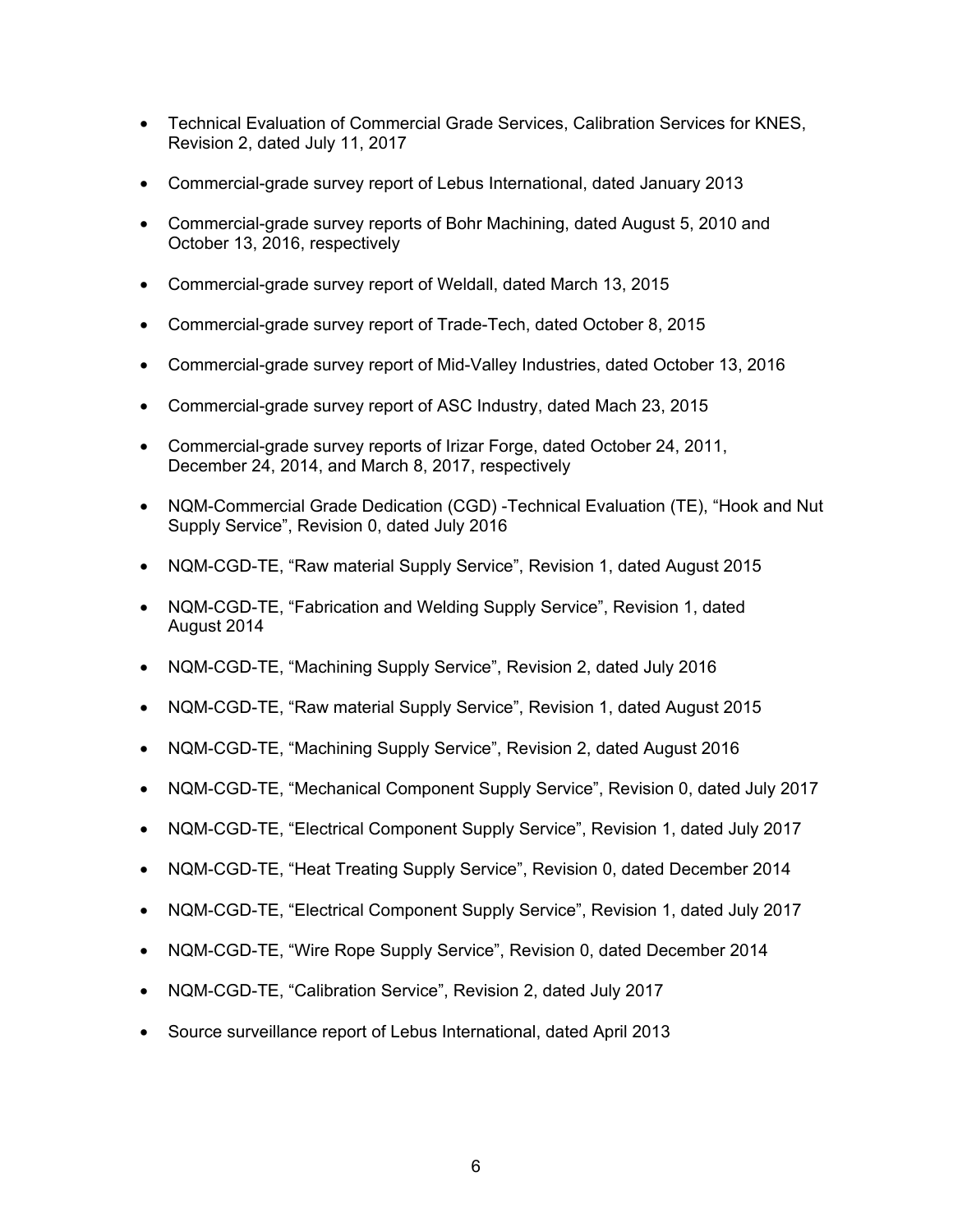- Technical Evaluation of Commercial Grade Services, Calibration Services for KNES, Revision 2, dated July 11, 2017
- Commercial-grade survey report of Lebus International, dated January 2013
- Commercial-grade survey reports of Bohr Machining, dated August 5, 2010 and October 13, 2016, respectively
- Commercial-grade survey report of Weldall, dated March 13, 2015
- Commercial-grade survey report of Trade-Tech, dated October 8, 2015
- Commercial-grade survey report of Mid-Valley Industries, dated October 13, 2016
- Commercial-grade survey report of ASC Industry, dated Mach 23, 2015
- Commercial-grade survey reports of Irizar Forge, dated October 24, 2011, December 24, 2014, and March 8, 2017, respectively
- NQM-Commercial Grade Dedication (CGD) -Technical Evaluation (TE), "Hook and Nut Supply Service", Revision 0, dated July 2016
- NQM-CGD-TE, "Raw material Supply Service", Revision 1, dated August 2015
- NQM-CGD-TE, "Fabrication and Welding Supply Service", Revision 1, dated August 2014
- NQM-CGD-TE, "Machining Supply Service", Revision 2, dated July 2016
- NQM-CGD-TE, "Raw material Supply Service", Revision 1, dated August 2015
- NQM-CGD-TE, "Machining Supply Service", Revision 2, dated August 2016
- NQM-CGD-TE, "Mechanical Component Supply Service", Revision 0, dated July 2017
- NQM-CGD-TE, "Electrical Component Supply Service", Revision 1, dated July 2017
- NQM-CGD-TE, "Heat Treating Supply Service", Revision 0, dated December 2014
- NQM-CGD-TE, "Electrical Component Supply Service", Revision 1, dated July 2017
- NQM-CGD-TE, "Wire Rope Supply Service", Revision 0, dated December 2014
- NQM-CGD-TE, "Calibration Service", Revision 2, dated July 2017
- Source surveillance report of Lebus International, dated April 2013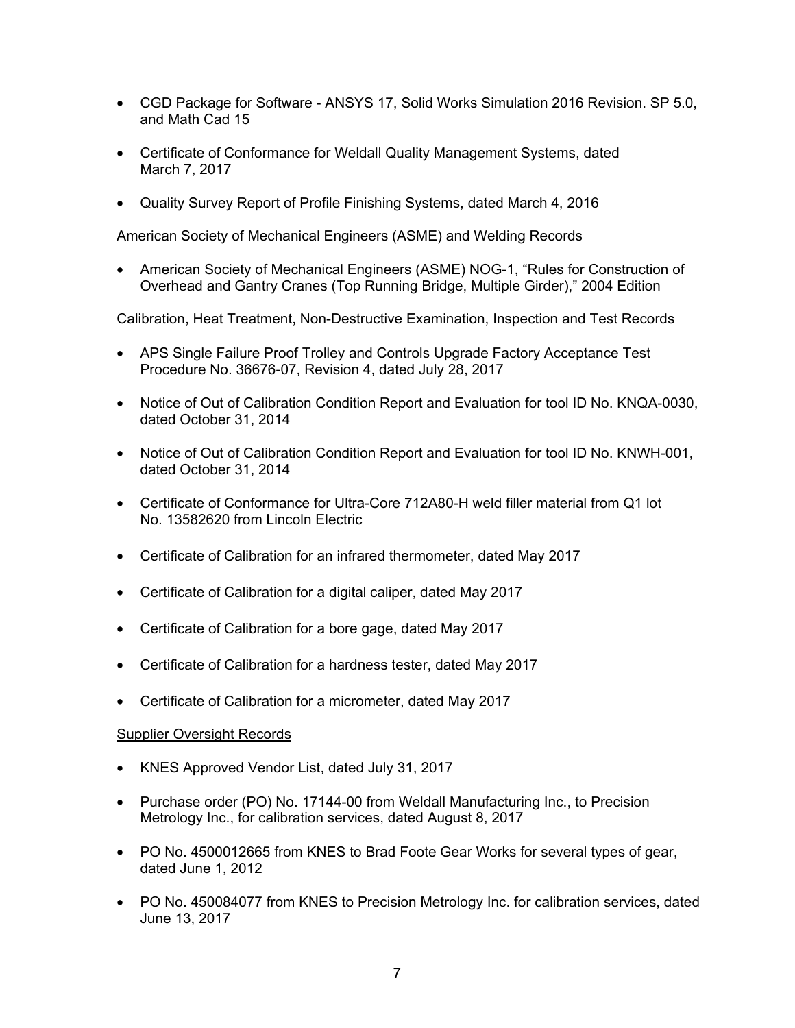- CGD Package for Software - ANSYS 17, Solid Works Simulation 2016 Revision. SP 5.0, and Math Cad 15
- Certificate of Conformance for Weldall Quality Management Systems, dated March 7, 2017
- Quality Survey Report of Profile Finishing Systems, dated March 4, 2016

American Society of Mechanical Engineers (ASME) and Welding Records

- American Society of Mechanical Engineers (ASME) NOG-1, "Rules for Construction of Overhead and Gantry Cranes (Top Running Bridge, Multiple Girder)," 2004 Edition

Calibration, Heat Treatment, Non-Destructive Examination, Inspection and Test Records

- APS Single Failure Proof Trolley and Controls Upgrade Factory Acceptance Test Procedure No. 36676-07, Revision 4, dated July 28, 2017
- Notice of Out of Calibration Condition Report and Evaluation for tool ID No. KNQA-0030, dated October 31, 2014
- Notice of Out of Calibration Condition Report and Evaluation for tool ID No. KNWH-001, dated October 31, 2014
- Certificate of Conformance for Ultra-Core 712A80-H weld filler material from Q1 lot No. 13582620 from Lincoln Electric
- Certificate of Calibration for an infrared thermometer, dated May 2017
- Certificate of Calibration for a digital caliper, dated May 2017
- Certificate of Calibration for a bore gage, dated May 2017
- Certificate of Calibration for a hardness tester, dated May 2017
- Certificate of Calibration for a micrometer, dated May 2017

Supplier Oversight Records

- KNES Approved Vendor List, dated July 31, 2017
- Purchase order (PO) No. 17144-00 from Weldall Manufacturing Inc., to Precision Metrology Inc., for calibration services, dated August 8, 2017
- PO No. 4500012665 from KNES to Brad Foote Gear Works for several types of gear, dated June 1, 2012
- PO No. 450084077 from KNES to Precision Metrology Inc. for calibration services, dated June 13, 2017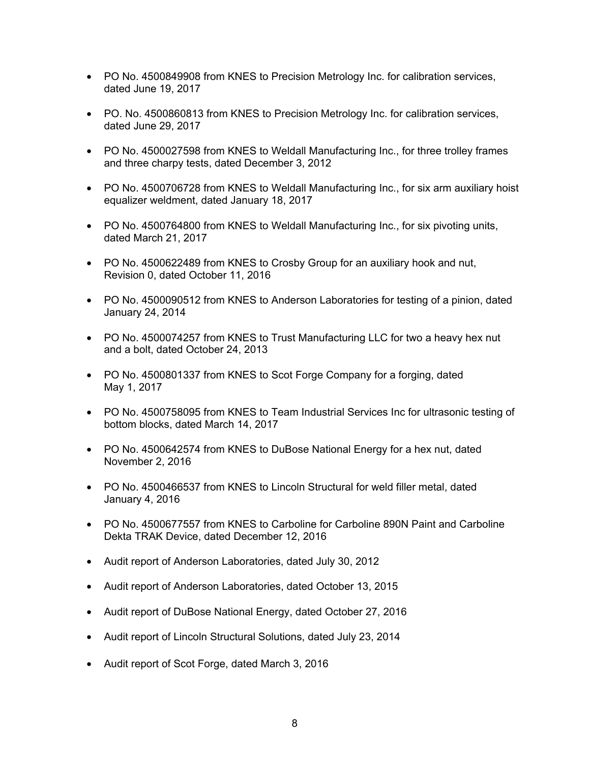- PO No. 4500849908 from KNES to Precision Metrology Inc. for calibration services, dated June 19, 2017

- PO. No. 4500860813 from KNES to Precision Metrology Inc. for calibration services, dated June 29, 2017

- PO No. 4500027598 from KNES to Weldall Manufacturing Inc., for three trolley frames and three charpy tests, dated December 3, 2012

- PO No. 4500706728 from KNES to Weldall Manufacturing Inc., for six arm auxiliary hoist equalizer weldment, dated January 18, 2017

- PO No. 4500764800 from KNES to Weldall Manufacturing Inc., for six pivoting units, dated March 21, 2017

- PO No. 4500622489 from KNES to Crosby Group for an auxiliary hook and nut, Revision 0, dated October 11, 2016

- PO No. 4500090512 from KNES to Anderson Laboratories for testing of a pinion, dated January 24, 2014

- PO No. 4500074257 from KNES to Trust Manufacturing LLC for two a heavy hex nut and a bolt, dated October 24, 2013

- PO No. 4500801337 from KNES to Scot Forge Company for a forging, dated May 1, 2017

- PO No. 4500758095 from KNES to Team Industrial Services Inc for ultrasonic testing of bottom blocks, dated March 14, 2017

- PO No. 4500642574 from KNES to DuBose National Energy for a hex nut, dated November 2, 2016

- PO No. 4500466537 from KNES to Lincoln Structural for weld filler metal, dated January 4, 2016

- PO No. 4500677557 from KNES to Carboline for Carboline 890N Paint and Carboline Dekta TRAK Device, dated December 12, 2016

- Audit report of Anderson Laboratories, dated July 30, 2012

- Audit report of Anderson Laboratories, dated October 13, 2015

- Audit report of DuBose National Energy, dated October 27, 2016

- Audit report of Lincoln Structural Solutions, dated July 23, 2014

- Audit report of Scot Forge, dated March 3, 2016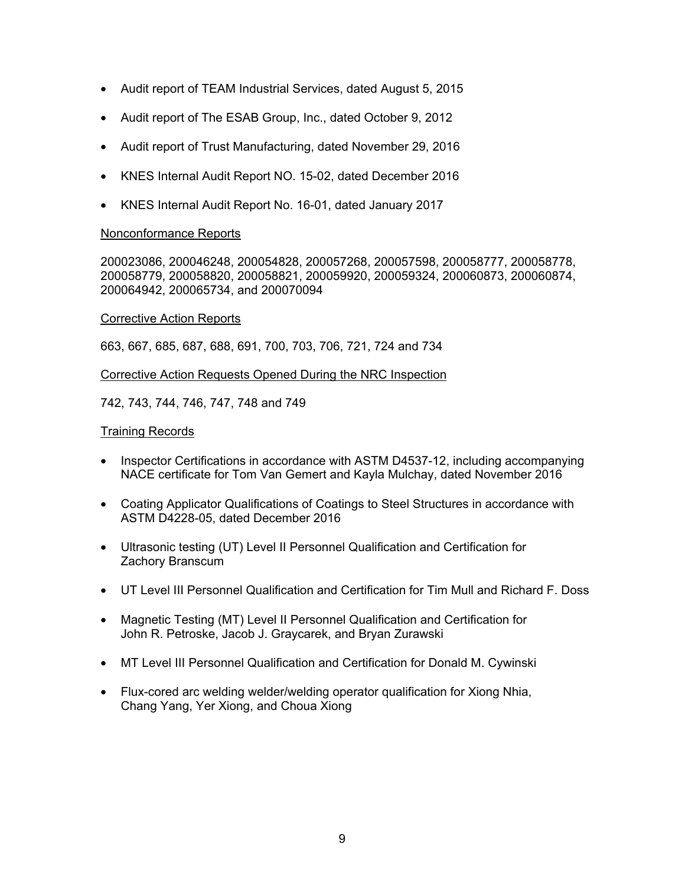- Audit report of TEAM Industrial Services, dated August 5, 2015
- Audit report of The ESAB Group, Inc., dated October 9, 2012
- Audit report of Trust Manufacturing, dated November 29, 2016
- KNES Internal Audit Report NO. 15-02, dated December 2016
- KNES Internal Audit Report No. 16-01, dated January 2017

Nonconformance Reports

200023086, 200046248, 200054828, 200057268, 200057598, 200058777, 200058778, 200058779, 200058820, 200058821, 200059920, 200059324, 200060873, 200060874, 200064942, 200065734, and 200070094

Corrective Action Reports

663, 667, 685, 687, 688, 691, 700, 703, 706, 721, 724 and 734

Corrective Action Requests Opened During the NRC Inspection

742, 743, 744, 746, 747, 748 and 749

Training Records

- Inspector Certifications in accordance with ASTM D4537-12, including accompanying NACE certificate for Tom Van Gemert and Kayla Mulchay, dated November 2016
- Coating Applicator Qualifications of Coatings to Steel Structures in accordance with ASTM D4228-05, dated December 2016
- Ultrasonic testing (UT) Level II Personnel Qualification and Certification for Zachory Branscum
- UT Level III Personnel Qualification and Certification for Tim Mull and Richard F. Doss
- Magnetic Testing (MT) Level II Personnel Qualification and Certification for John R. Petroske, Jacob J. Graycarek, and Bryan Zurawski
- MT Level III Personnel Qualification and Certification for Donald M. Cywinski
- Flux-cored arc welding welder/welding operator qualification for Xiong Nhia, Chang Yang, Yer Xiong, and Choua Xiong